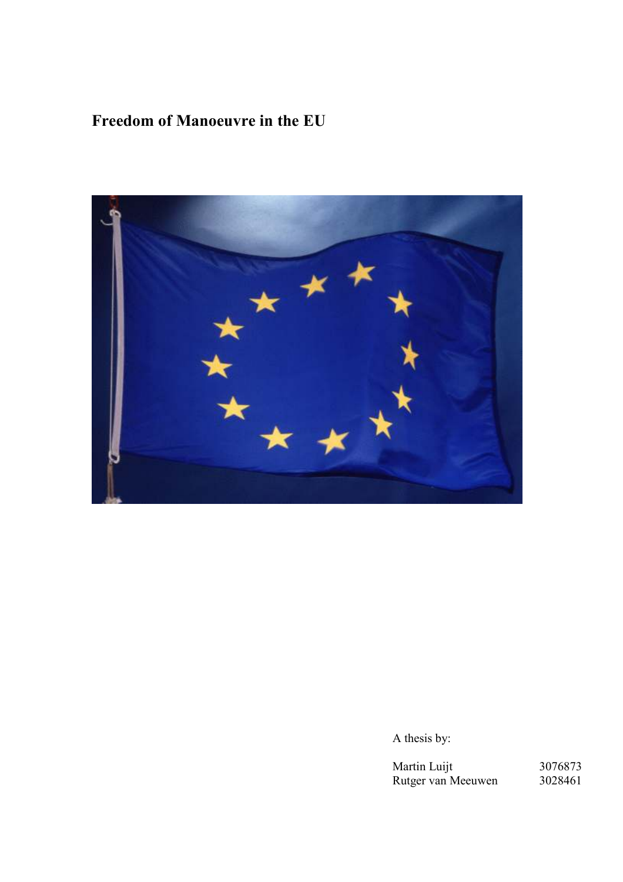# Freedom of Manoeuvre in the EU

A thesis by:

| | |
|---|---|
| Martin Luijt | 3076873 |
| Rutger van Meeuwen | 3028461 |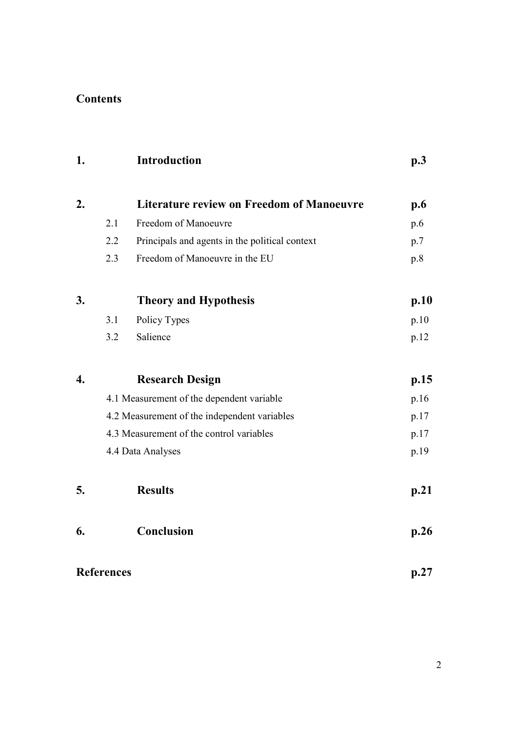# Contents

| | | | |
|---|---|---|---|
| **1.** | | **Introduction** | **p.3** |
| **2.** | | **Literature review on Freedom of Manoeuvre** | **p.6** |
| | 2.1 | Freedom of Manoeuvre | p.6 |
| | 2.2 | Principals and agents in the political context | p.7 |
| | 2.3 | Freedom of Manoeuvre in the EU | p.8 |
| **3.** | | **Theory and Hypothesis** | **p.10** |
| | 3.1 | Policy Types | p.10 |
| | 3.2 | Salience | p.12 |
| **4.** | | **Research Design** | **p.15** |
| | 4.1 Measurement of the dependent variable | | p.16 |
| | 4.2 Measurement of the independent variables | | p.17 |
| | 4.3 Measurement of the control variables | | p.17 |
| | 4.4 Data Analyses | | p.19 |
| **5.** | | **Results** | **p.21** |
| **6.** | | **Conclusion** | **p.26** |
| **References** | | | **p.27** |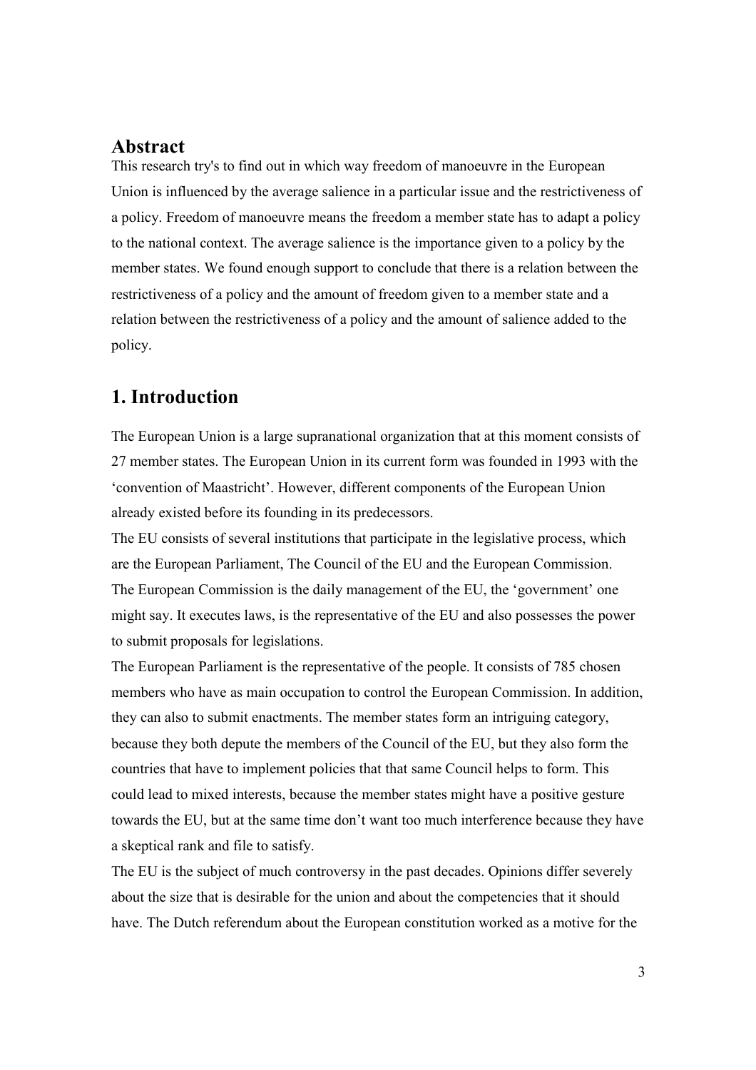## Abstract

This research try's to find out in which way freedom of manoeuvre in the European Union is influenced by the average salience in a particular issue and the restrictiveness of a policy. Freedom of manoeuvre means the freedom a member state has to adapt a policy to the national context. The average salience is the importance given to a policy by the member states. We found enough support to conclude that there is a relation between the restrictiveness of a policy and the amount of freedom given to a member state and a relation between the restrictiveness of a policy and the amount of salience added to the policy.

## 1. Introduction

The European Union is a large supranational organization that at this moment consists of 27 member states. The European Union in its current form was founded in 1993 with the 'convention of Maastricht'. However, different components of the European Union already existed before its founding in its predecessors.

The EU consists of several institutions that participate in the legislative process, which are the European Parliament, The Council of the EU and the European Commission.

The European Commission is the daily management of the EU, the 'government' one might say. It executes laws, is the representative of the EU and also possesses the power to submit proposals for legislations.

The European Parliament is the representative of the people. It consists of 785 chosen members who have as main occupation to control the European Commission. In addition, they can also to submit enactments. The member states form an intriguing category, because they both depute the members of the Council of the EU, but they also form the countries that have to implement policies that that same Council helps to form. This could lead to mixed interests, because the member states might have a positive gesture towards the EU, but at the same time don't want too much interference because they have a skeptical rank and file to satisfy.

The EU is the subject of much controversy in the past decades. Opinions differ severely about the size that is desirable for the union and about the competencies that it should have. The Dutch referendum about the European constitution worked as a motive for the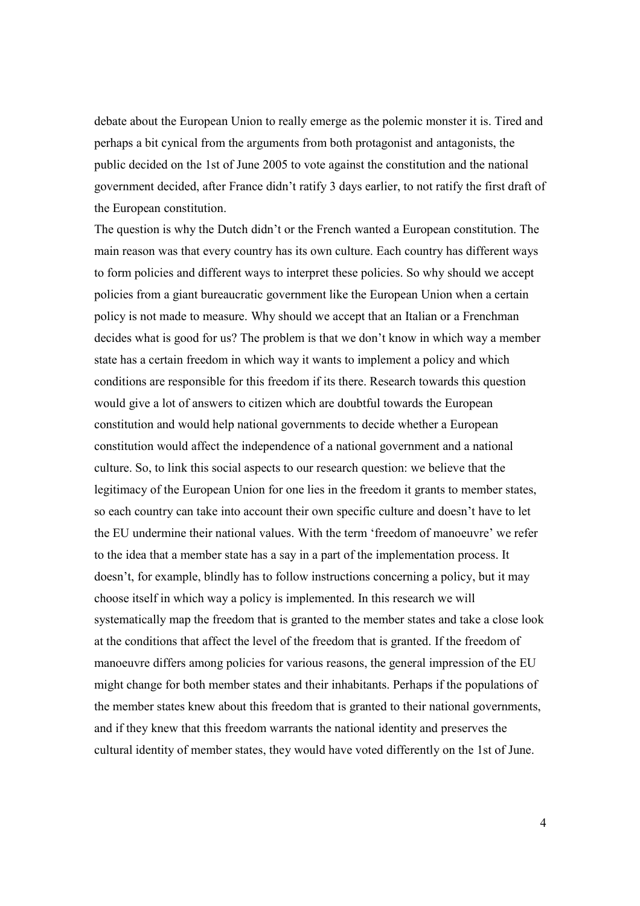debate about the European Union to really emerge as the polemic monster it is. Tired and perhaps a bit cynical from the arguments from both protagonist and antagonists, the public decided on the 1st of June 2005 to vote against the constitution and the national government decided, after France didn't ratify 3 days earlier, to not ratify the first draft of the European constitution.

The question is why the Dutch didn't or the French wanted a European constitution. The main reason was that every country has its own culture. Each country has different ways to form policies and different ways to interpret these policies. So why should we accept policies from a giant bureaucratic government like the European Union when a certain policy is not made to measure. Why should we accept that an Italian or a Frenchman decides what is good for us? The problem is that we don't know in which way a member state has a certain freedom in which way it wants to implement a policy and which conditions are responsible for this freedom if its there. Research towards this question would give a lot of answers to citizen which are doubtful towards the European constitution and would help national governments to decide whether a European constitution would affect the independence of a national government and a national culture. So, to link this social aspects to our research question: we believe that the legitimacy of the European Union for one lies in the freedom it grants to member states, so each country can take into account their own specific culture and doesn't have to let the EU undermine their national values. With the term 'freedom of manoeuvre' we refer to the idea that a member state has a say in a part of the implementation process. It doesn't, for example, blindly has to follow instructions concerning a policy, but it may choose itself in which way a policy is implemented. In this research we will systematically map the freedom that is granted to the member states and take a close look at the conditions that affect the level of the freedom that is granted. If the freedom of manoeuvre differs among policies for various reasons, the general impression of the EU might change for both member states and their inhabitants. Perhaps if the populations of the member states knew about this freedom that is granted to their national governments, and if they knew that this freedom warrants the national identity and preserves the cultural identity of member states, they would have voted differently on the 1st of June.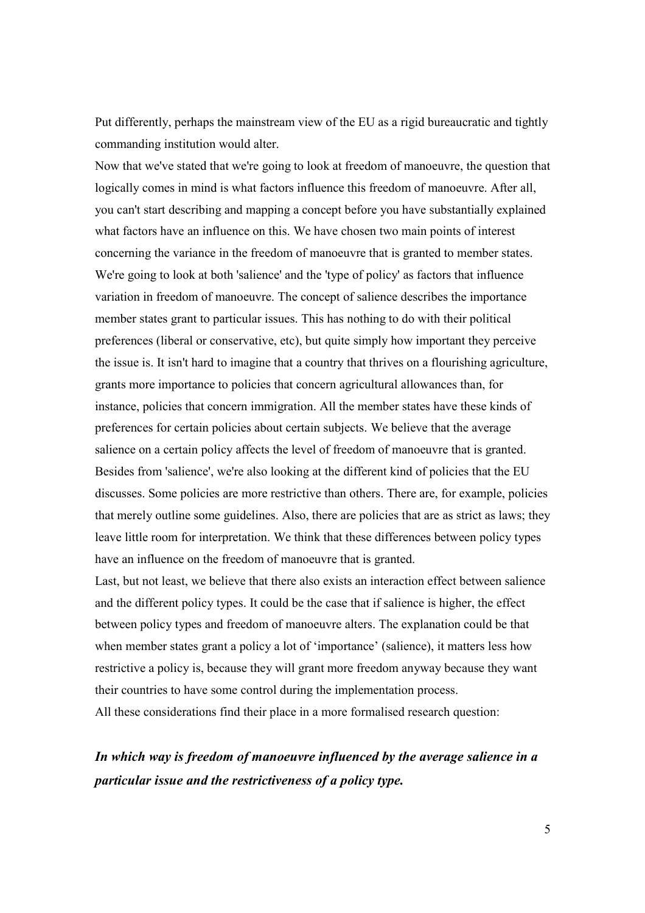Put differently, perhaps the mainstream view of the EU as a rigid bureaucratic and tightly commanding institution would alter.

Now that we've stated that we're going to look at freedom of manoeuvre, the question that logically comes in mind is what factors influence this freedom of manoeuvre. After all, you can't start describing and mapping a concept before you have substantially explained what factors have an influence on this. We have chosen two main points of interest concerning the variance in the freedom of manoeuvre that is granted to member states. We're going to look at both 'salience' and the 'type of policy' as factors that influence variation in freedom of manoeuvre. The concept of salience describes the importance member states grant to particular issues. This has nothing to do with their political preferences (liberal or conservative, etc), but quite simply how important they perceive the issue is. It isn't hard to imagine that a country that thrives on a flourishing agriculture, grants more importance to policies that concern agricultural allowances than, for instance, policies that concern immigration. All the member states have these kinds of preferences for certain policies about certain subjects. We believe that the average salience on a certain policy affects the level of freedom of manoeuvre that is granted. Besides from 'salience', we're also looking at the different kind of policies that the EU discusses. Some policies are more restrictive than others. There are, for example, policies that merely outline some guidelines. Also, there are policies that are as strict as laws; they leave little room for interpretation. We think that these differences between policy types have an influence on the freedom of manoeuvre that is granted.

Last, but not least, we believe that there also exists an interaction effect between salience and the different policy types. It could be the case that if salience is higher, the effect between policy types and freedom of manoeuvre alters. The explanation could be that when member states grant a policy a lot of 'importance' (salience), it matters less how restrictive a policy is, because they will grant more freedom anyway because they want their countries to have some control during the implementation process.

All these considerations find their place in a more formalised research question:

***In which way is freedom of manoeuvre influenced by the average salience in a particular issue and the restrictiveness of a policy type.***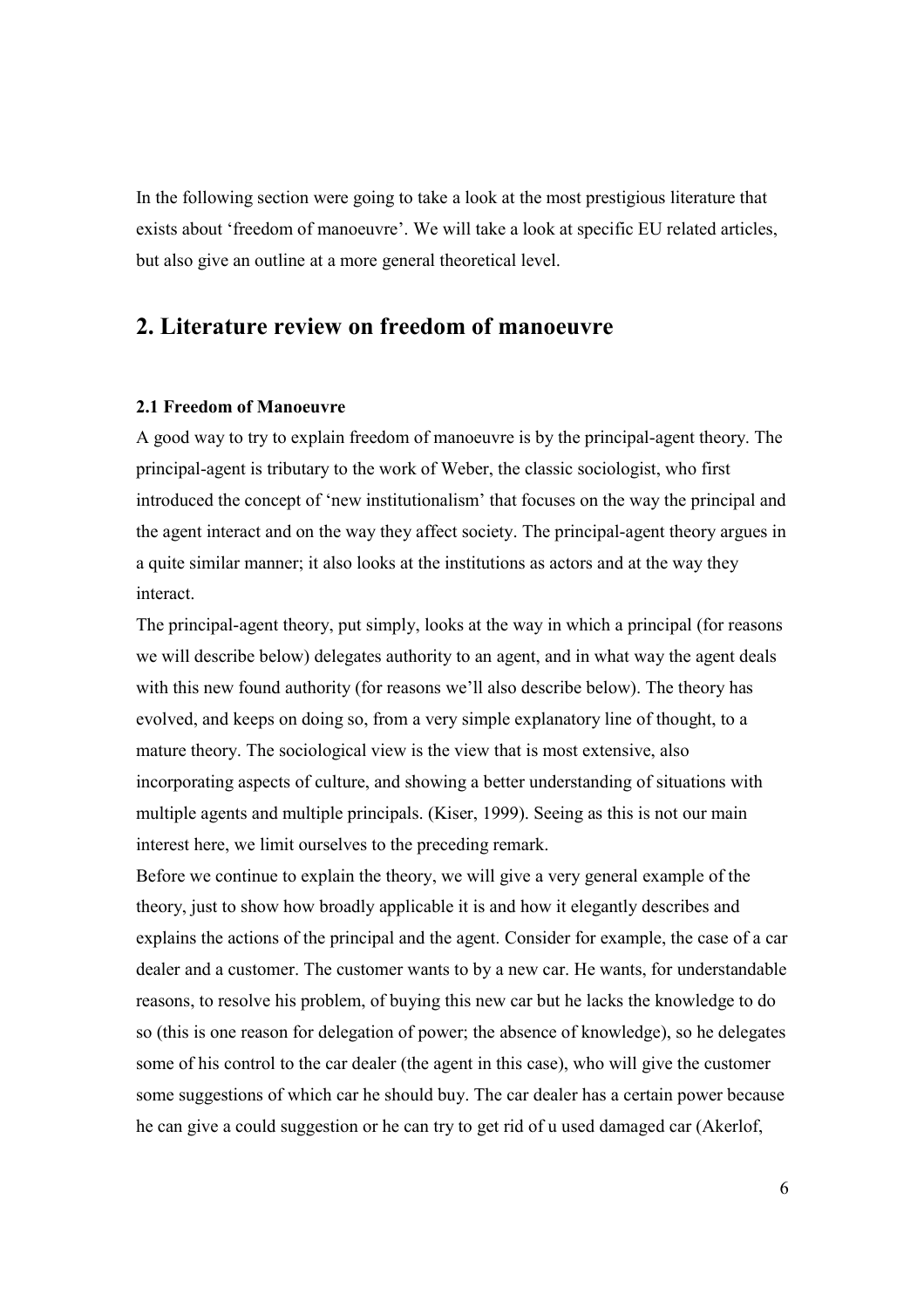In the following section were going to take a look at the most prestigious literature that exists about 'freedom of manoeuvre'. We will take a look at specific EU related articles, but also give an outline at a more general theoretical level.

## 2. Literature review on freedom of manoeuvre

### 2.1 Freedom of Manoeuvre

A good way to try to explain freedom of manoeuvre is by the principal-agent theory. The principal-agent is tributary to the work of Weber, the classic sociologist, who first introduced the concept of 'new institutionalism' that focuses on the way the principal and the agent interact and on the way they affect society. The principal-agent theory argues in a quite similar manner; it also looks at the institutions as actors and at the way they interact.

The principal-agent theory, put simply, looks at the way in which a principal (for reasons we will describe below) delegates authority to an agent, and in what way the agent deals with this new found authority (for reasons we'll also describe below). The theory has evolved, and keeps on doing so, from a very simple explanatory line of thought, to a mature theory. The sociological view is the view that is most extensive, also incorporating aspects of culture, and showing a better understanding of situations with multiple agents and multiple principals. (Kiser, 1999). Seeing as this is not our main interest here, we limit ourselves to the preceding remark.

Before we continue to explain the theory, we will give a very general example of the theory, just to show how broadly applicable it is and how it elegantly describes and explains the actions of the principal and the agent. Consider for example, the case of a car dealer and a customer. The customer wants to by a new car. He wants, for understandable reasons, to resolve his problem, of buying this new car but he lacks the knowledge to do so (this is one reason for delegation of power; the absence of knowledge), so he delegates some of his control to the car dealer (the agent in this case), who will give the customer some suggestions of which car he should buy. The car dealer has a certain power because he can give a could suggestion or he can try to get rid of u used damaged car (Akerlof,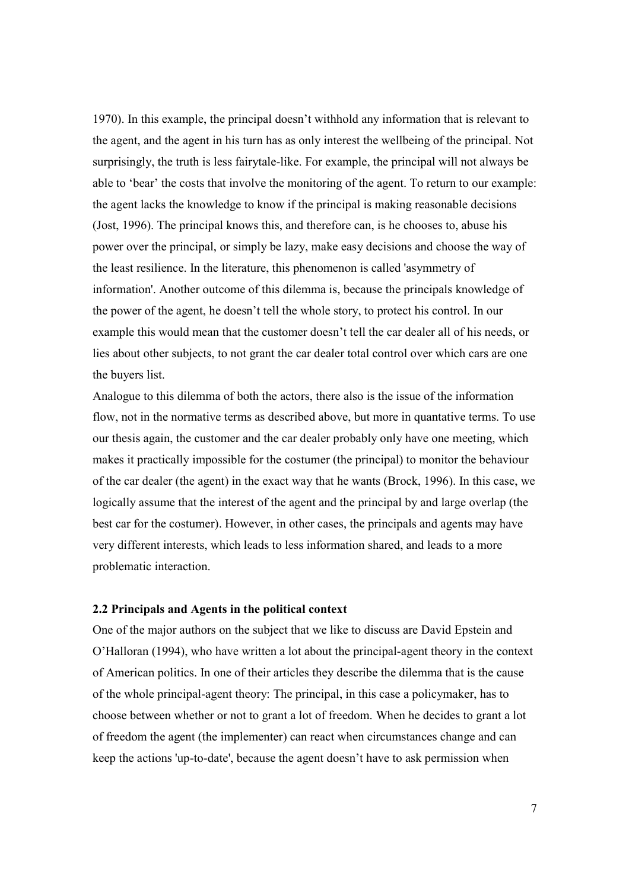1970). In this example, the principal doesn't withhold any information that is relevant to the agent, and the agent in his turn has as only interest the wellbeing of the principal. Not surprisingly, the truth is less fairytale-like. For example, the principal will not always be able to 'bear' the costs that involve the monitoring of the agent. To return to our example: the agent lacks the knowledge to know if the principal is making reasonable decisions (Jost, 1996). The principal knows this, and therefore can, is he chooses to, abuse his power over the principal, or simply be lazy, make easy decisions and choose the way of the least resilience. In the literature, this phenomenon is called 'asymmetry of information'. Another outcome of this dilemma is, because the principals knowledge of the power of the agent, he doesn't tell the whole story, to protect his control. In our example this would mean that the customer doesn't tell the car dealer all of his needs, or lies about other subjects, to not grant the car dealer total control over which cars are one the buyers list.

Analogue to this dilemma of both the actors, there also is the issue of the information flow, not in the normative terms as described above, but more in quantative terms. To use our thesis again, the customer and the car dealer probably only have one meeting, which makes it practically impossible for the costumer (the principal) to monitor the behaviour of the car dealer (the agent) in the exact way that he wants (Brock, 1996). In this case, we logically assume that the interest of the agent and the principal by and large overlap (the best car for the costumer). However, in other cases, the principals and agents may have very different interests, which leads to less information shared, and leads to a more problematic interaction.

### 2.2 Principals and Agents in the political context

One of the major authors on the subject that we like to discuss are David Epstein and O'Halloran (1994), who have written a lot about the principal-agent theory in the context of American politics. In one of their articles they describe the dilemma that is the cause of the whole principal-agent theory: The principal, in this case a policymaker, has to choose between whether or not to grant a lot of freedom. When he decides to grant a lot of freedom the agent (the implementer) can react when circumstances change and can keep the actions 'up-to-date', because the agent doesn't have to ask permission when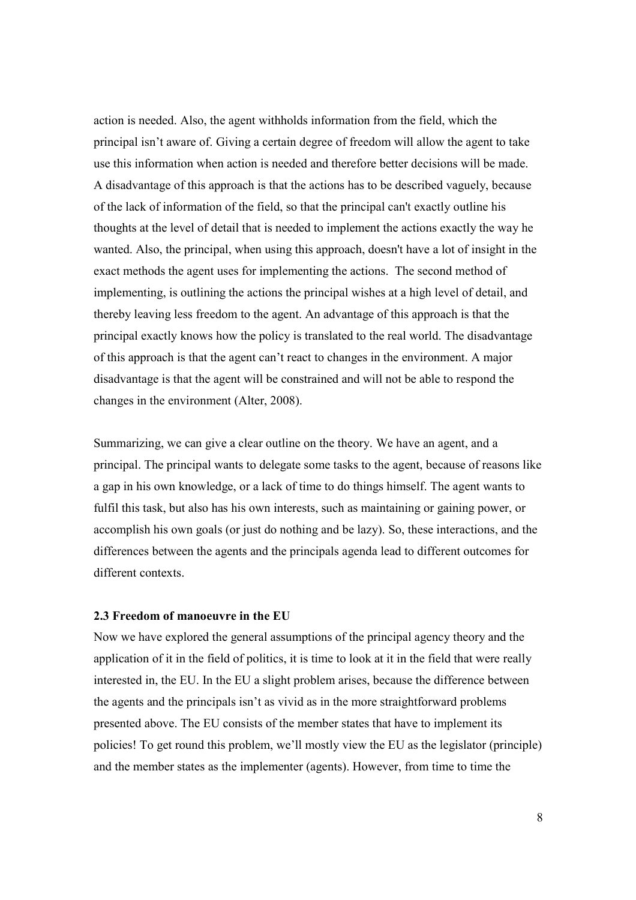action is needed. Also, the agent withholds information from the field, which the principal isn't aware of. Giving a certain degree of freedom will allow the agent to take use this information when action is needed and therefore better decisions will be made. A disadvantage of this approach is that the actions has to be described vaguely, because of the lack of information of the field, so that the principal can't exactly outline his thoughts at the level of detail that is needed to implement the actions exactly the way he wanted. Also, the principal, when using this approach, doesn't have a lot of insight in the exact methods the agent uses for implementing the actions. The second method of implementing, is outlining the actions the principal wishes at a high level of detail, and thereby leaving less freedom to the agent. An advantage of this approach is that the principal exactly knows how the policy is translated to the real world. The disadvantage of this approach is that the agent can't react to changes in the environment. A major disadvantage is that the agent will be constrained and will not be able to respond the changes in the environment (Alter, 2008).

Summarizing, we can give a clear outline on the theory. We have an agent, and a principal. The principal wants to delegate some tasks to the agent, because of reasons like a gap in his own knowledge, or a lack of time to do things himself. The agent wants to fulfil this task, but also has his own interests, such as maintaining or gaining power, or accomplish his own goals (or just do nothing and be lazy). So, these interactions, and the differences between the agents and the principals agenda lead to different outcomes for different contexts.

### 2.3 Freedom of manoeuvre in the EU

Now we have explored the general assumptions of the principal agency theory and the application of it in the field of politics, it is time to look at it in the field that were really interested in, the EU. In the EU a slight problem arises, because the difference between the agents and the principals isn't as vivid as in the more straightforward problems presented above. The EU consists of the member states that have to implement its policies! To get round this problem, we'll mostly view the EU as the legislator (principle) and the member states as the implementer (agents). However, from time to time the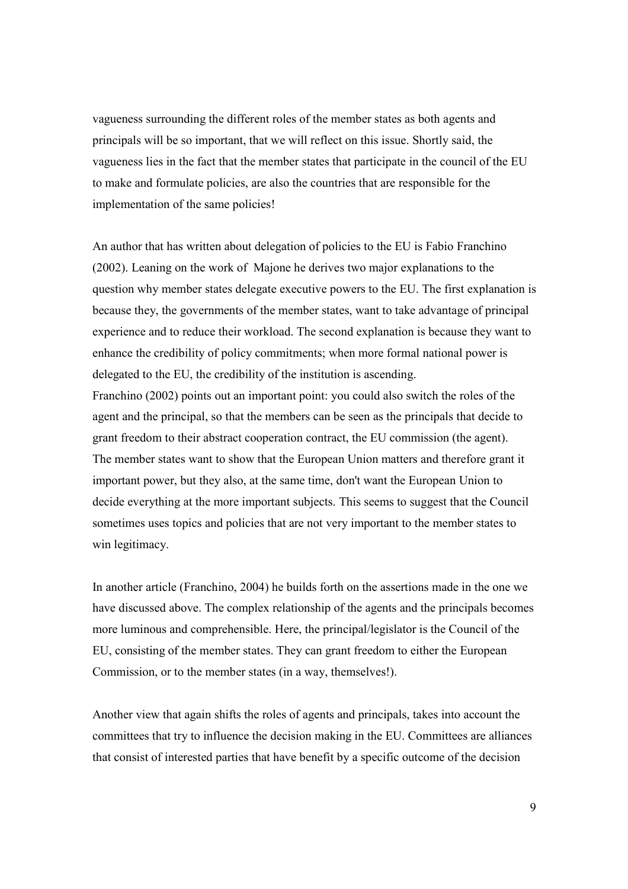vagueness surrounding the different roles of the member states as both agents and principals will be so important, that we will reflect on this issue. Shortly said, the vagueness lies in the fact that the member states that participate in the council of the EU to make and formulate policies, are also the countries that are responsible for the implementation of the same policies!

An author that has written about delegation of policies to the EU is Fabio Franchino (2002). Leaning on the work of Majone he derives two major explanations to the question why member states delegate executive powers to the EU. The first explanation is because they, the governments of the member states, want to take advantage of principal experience and to reduce their workload. The second explanation is because they want to enhance the credibility of policy commitments; when more formal national power is delegated to the EU, the credibility of the institution is ascending.
Franchino (2002) points out an important point: you could also switch the roles of the agent and the principal, so that the members can be seen as the principals that decide to grant freedom to their abstract cooperation contract, the EU commission (the agent). The member states want to show that the European Union matters and therefore grant it important power, but they also, at the same time, don't want the European Union to decide everything at the more important subjects. This seems to suggest that the Council sometimes uses topics and policies that are not very important to the member states to win legitimacy.

In another article (Franchino, 2004) he builds forth on the assertions made in the one we have discussed above. The complex relationship of the agents and the principals becomes more luminous and comprehensible. Here, the principal/legislator is the Council of the EU, consisting of the member states. They can grant freedom to either the European Commission, or to the member states (in a way, themselves!).

Another view that again shifts the roles of agents and principals, takes into account the committees that try to influence the decision making in the EU. Committees are alliances that consist of interested parties that have benefit by a specific outcome of the decision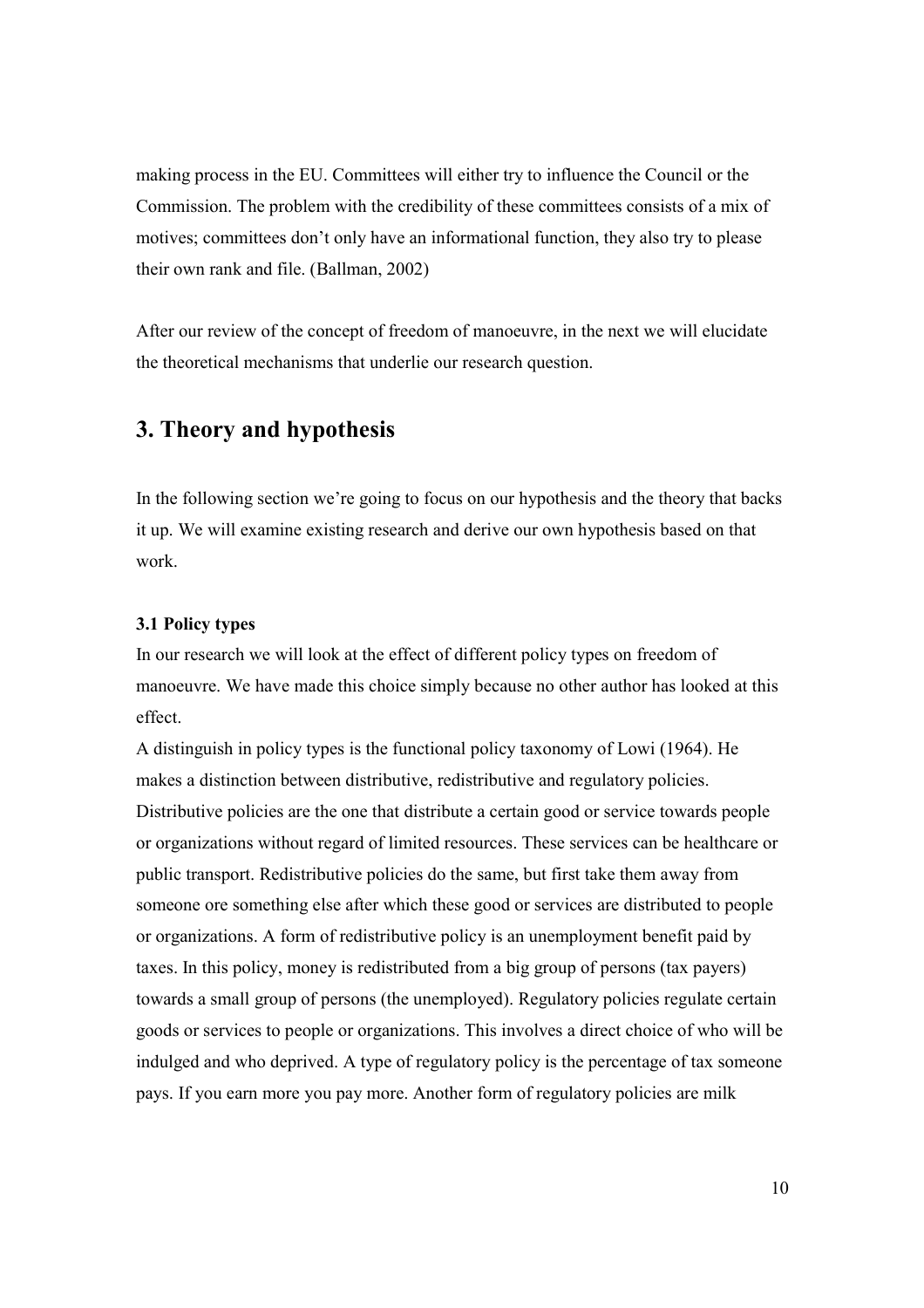making process in the EU. Committees will either try to influence the Council or the Commission. The problem with the credibility of these committees consists of a mix of motives; committees don't only have an informational function, they also try to please their own rank and file. (Ballman, 2002)

After our review of the concept of freedom of manoeuvre, in the next we will elucidate the theoretical mechanisms that underlie our research question.

## 3. Theory and hypothesis

In the following section we're going to focus on our hypothesis and the theory that backs it up. We will examine existing research and derive our own hypothesis based on that work.

### 3.1 Policy types

In our research we will look at the effect of different policy types on freedom of manoeuvre. We have made this choice simply because no other author has looked at this effect.

A distinguish in policy types is the functional policy taxonomy of Lowi (1964). He makes a distinction between distributive, redistributive and regulatory policies. Distributive policies are the one that distribute a certain good or service towards people or organizations without regard of limited resources. These services can be healthcare or public transport. Redistributive policies do the same, but first take them away from someone ore something else after which these good or services are distributed to people or organizations. A form of redistributive policy is an unemployment benefit paid by taxes. In this policy, money is redistributed from a big group of persons (tax payers) towards a small group of persons (the unemployed). Regulatory policies regulate certain goods or services to people or organizations. This involves a direct choice of who will be indulged and who deprived. A type of regulatory policy is the percentage of tax someone pays. If you earn more you pay more. Another form of regulatory policies are milk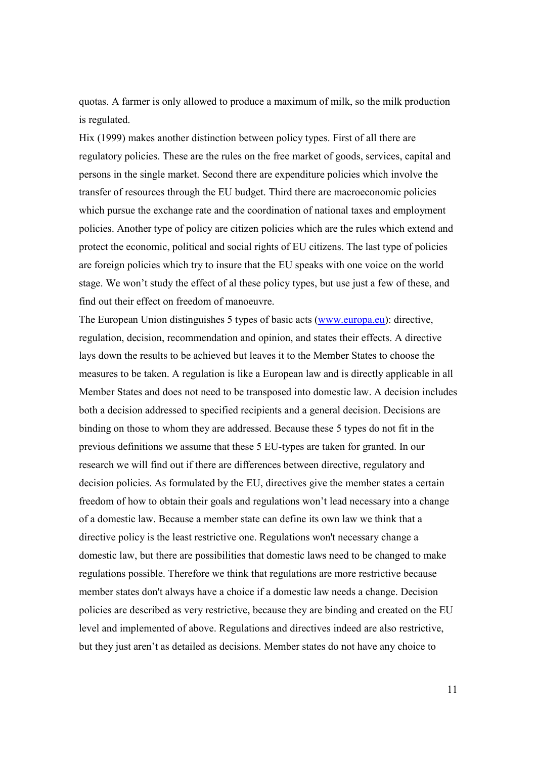quotas. A farmer is only allowed to produce a maximum of milk, so the milk production is regulated.

Hix (1999) makes another distinction between policy types. First of all there are regulatory policies. These are the rules on the free market of goods, services, capital and persons in the single market. Second there are expenditure policies which involve the transfer of resources through the EU budget. Third there are macroeconomic policies which pursue the exchange rate and the coordination of national taxes and employment policies. Another type of policy are citizen policies which are the rules which extend and protect the economic, political and social rights of EU citizens. The last type of policies are foreign policies which try to insure that the EU speaks with one voice on the world stage. We won't study the effect of al these policy types, but use just a few of these, and find out their effect on freedom of manoeuvre.

The European Union distinguishes 5 types of basic acts ([www.europa.eu](www.europa.eu)): directive, regulation, decision, recommendation and opinion, and states their effects. A directive lays down the results to be achieved but leaves it to the Member States to choose the measures to be taken. A regulation is like a European law and is directly applicable in all Member States and does not need to be transposed into domestic law. A decision includes both a decision addressed to specified recipients and a general decision. Decisions are binding on those to whom they are addressed. Because these 5 types do not fit in the previous definitions we assume that these 5 EU-types are taken for granted. In our research we will find out if there are differences between directive, regulatory and decision policies. As formulated by the EU, directives give the member states a certain freedom of how to obtain their goals and regulations won't lead necessary into a change of a domestic law. Because a member state can define its own law we think that a directive policy is the least restrictive one. Regulations won't necessary change a domestic law, but there are possibilities that domestic laws need to be changed to make regulations possible. Therefore we think that regulations are more restrictive because member states don't always have a choice if a domestic law needs a change. Decision policies are described as very restrictive, because they are binding and created on the EU level and implemented of above. Regulations and directives indeed are also restrictive, but they just aren't as detailed as decisions. Member states do not have any choice to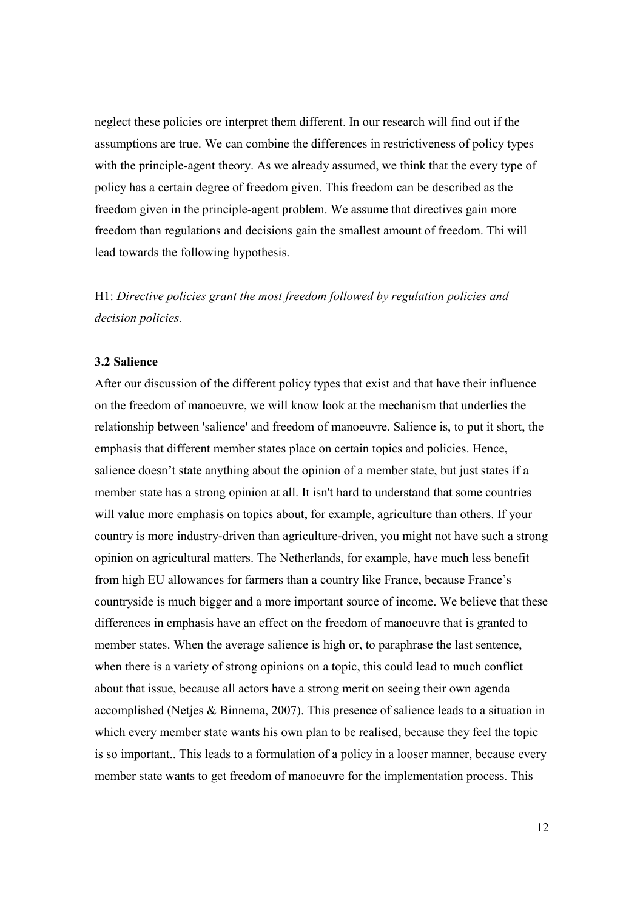neglect these policies ore interpret them different. In our research will find out if the assumptions are true. We can combine the differences in restrictiveness of policy types with the principle-agent theory. As we already assumed, we think that the every type of policy has a certain degree of freedom given. This freedom can be described as the freedom given in the principle-agent problem. We assume that directives gain more freedom than regulations and decisions gain the smallest amount of freedom. Thi will lead towards the following hypothesis.

H1: *Directive policies grant the most freedom followed by regulation policies and decision policies.*

### 3.2 Salience

After our discussion of the different policy types that exist and that have their influence on the freedom of manoeuvre, we will know look at the mechanism that underlies the relationship between 'salience' and freedom of manoeuvre. Salience is, to put it short, the emphasis that different member states place on certain topics and policies. Hence, salience doesn't state anything about the opinion of a member state, but just states íf a member state has a strong opinion at all. It isn't hard to understand that some countries will value more emphasis on topics about, for example, agriculture than others. If your country is more industry-driven than agriculture-driven, you might not have such a strong opinion on agricultural matters. The Netherlands, for example, have much less benefit from high EU allowances for farmers than a country like France, because France's countryside is much bigger and a more important source of income. We believe that these differences in emphasis have an effect on the freedom of manoeuvre that is granted to member states. When the average salience is high or, to paraphrase the last sentence, when there is a variety of strong opinions on a topic, this could lead to much conflict about that issue, because all actors have a strong merit on seeing their own agenda accomplished (Netjes & Binnema, 2007). This presence of salience leads to a situation in which every member state wants his own plan to be realised, because they feel the topic is so important.. This leads to a formulation of a policy in a looser manner, because every member state wants to get freedom of manoeuvre for the implementation process. This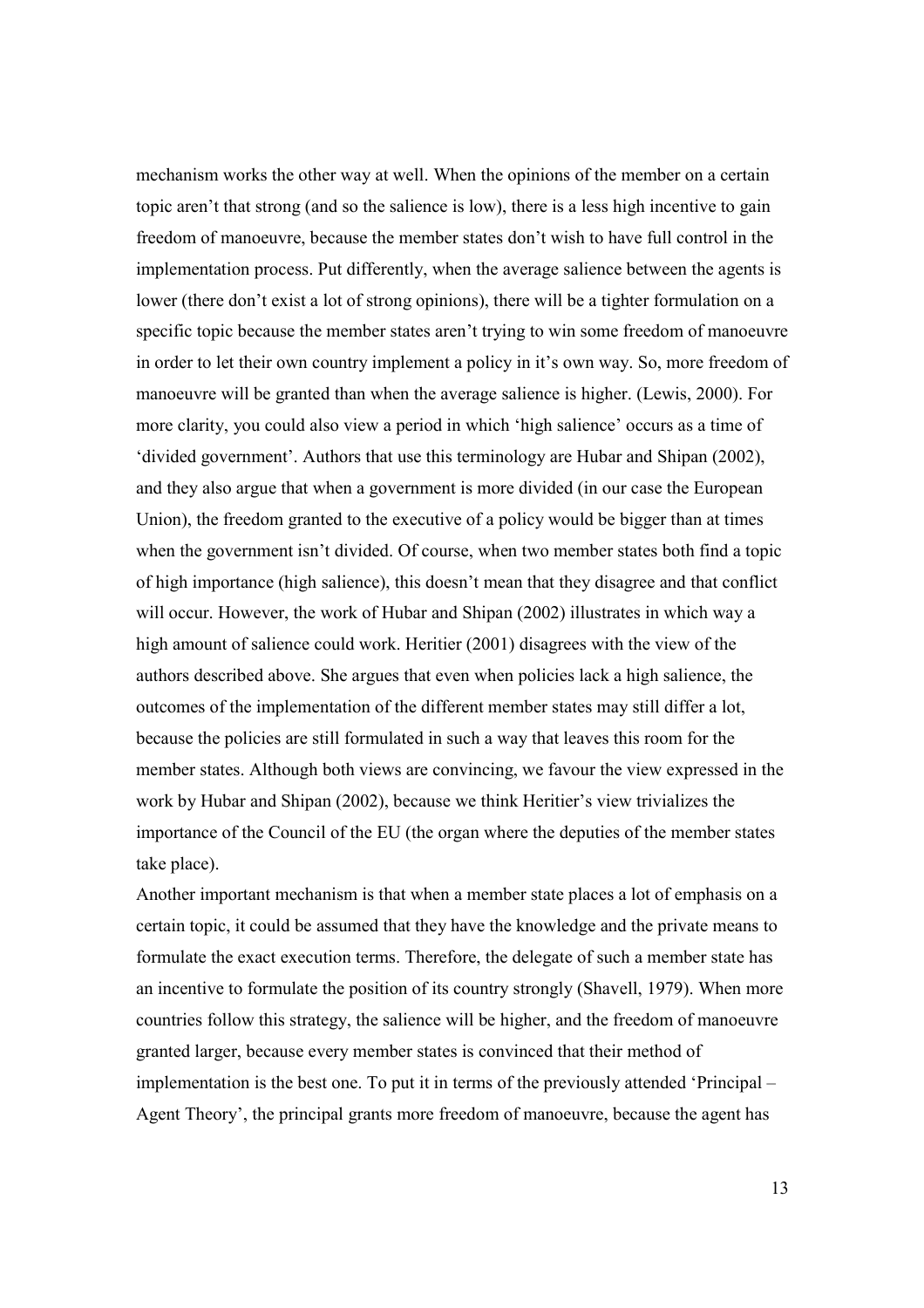mechanism works the other way at well. When the opinions of the member on a certain topic aren't that strong (and so the salience is low), there is a less high incentive to gain freedom of manoeuvre, because the member states don't wish to have full control in the implementation process. Put differently, when the average salience between the agents is lower (there don't exist a lot of strong opinions), there will be a tighter formulation on a specific topic because the member states aren't trying to win some freedom of manoeuvre in order to let their own country implement a policy in it's own way. So, more freedom of manoeuvre will be granted than when the average salience is higher. (Lewis, 2000). For more clarity, you could also view a period in which 'high salience' occurs as a time of 'divided government'. Authors that use this terminology are Hubar and Shipan (2002), and they also argue that when a government is more divided (in our case the European Union), the freedom granted to the executive of a policy would be bigger than at times when the government isn't divided. Of course, when two member states both find a topic of high importance (high salience), this doesn't mean that they disagree and that conflict will occur. However, the work of Hubar and Shipan (2002) illustrates in which way a high amount of salience could work. Heritier (2001) disagrees with the view of the authors described above. She argues that even when policies lack a high salience, the outcomes of the implementation of the different member states may still differ a lot, because the policies are still formulated in such a way that leaves this room for the member states. Although both views are convincing, we favour the view expressed in the work by Hubar and Shipan (2002), because we think Heritier's view trivializes the importance of the Council of the EU (the organ where the deputies of the member states take place).

Another important mechanism is that when a member state places a lot of emphasis on a certain topic, it could be assumed that they have the knowledge and the private means to formulate the exact execution terms. Therefore, the delegate of such a member state has an incentive to formulate the position of its country strongly (Shavell, 1979). When more countries follow this strategy, the salience will be higher, and the freedom of manoeuvre granted larger, because every member states is convinced that their method of implementation is the best one. To put it in terms of the previously attended 'Principal – Agent Theory', the principal grants more freedom of manoeuvre, because the agent has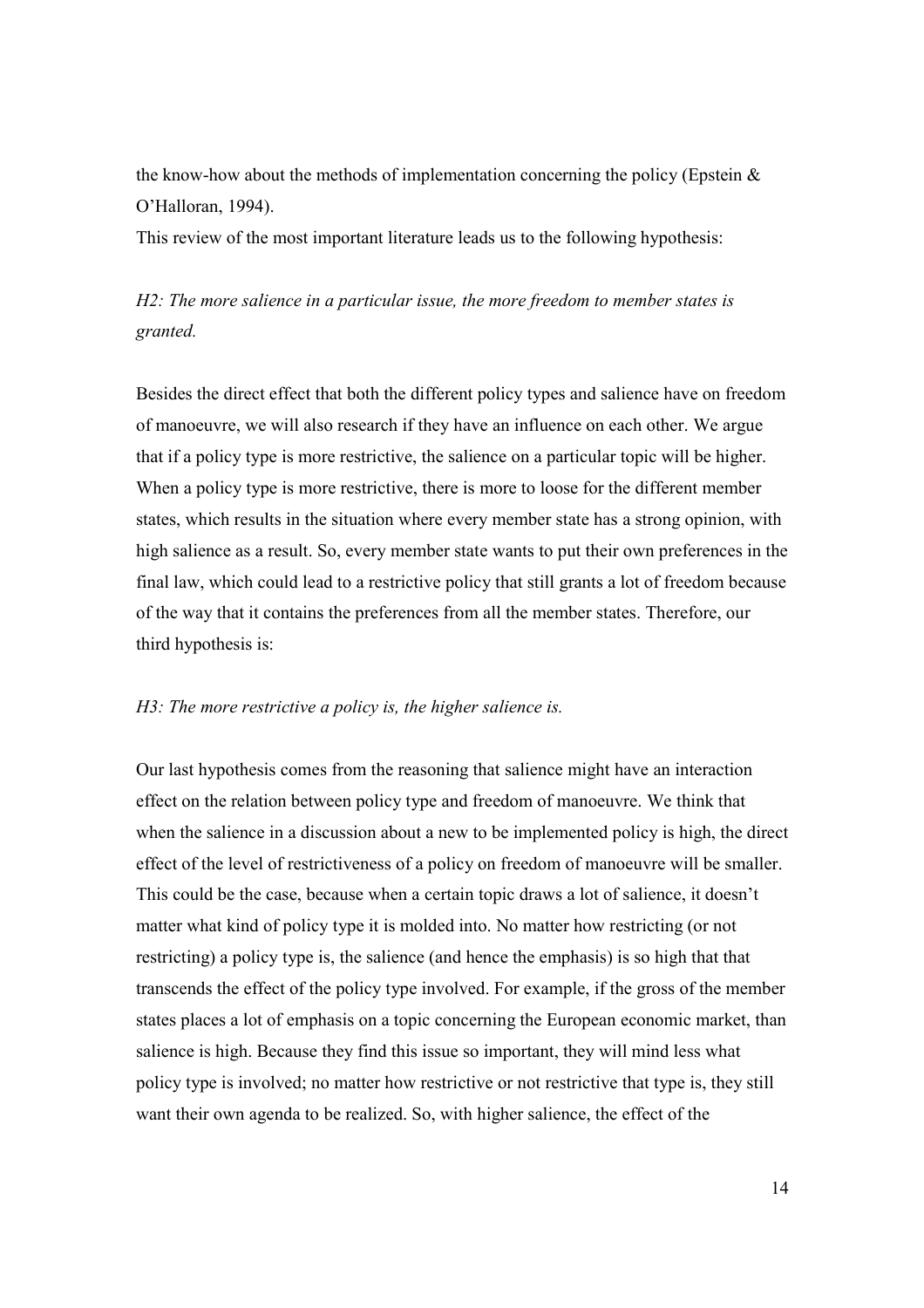the know-how about the methods of implementation concerning the policy (Epstein & O'Halloran, 1994).

This review of the most important literature leads us to the following hypothesis:

*H2: The more salience in a particular issue, the more freedom to member states is granted.*

Besides the direct effect that both the different policy types and salience have on freedom of manoeuvre, we will also research if they have an influence on each other. We argue that if a policy type is more restrictive, the salience on a particular topic will be higher. When a policy type is more restrictive, there is more to loose for the different member states, which results in the situation where every member state has a strong opinion, with high salience as a result. So, every member state wants to put their own preferences in the final law, which could lead to a restrictive policy that still grants a lot of freedom because of the way that it contains the preferences from all the member states. Therefore, our third hypothesis is:

*H3: The more restrictive a policy is, the higher salience is.*

Our last hypothesis comes from the reasoning that salience might have an interaction effect on the relation between policy type and freedom of manoeuvre. We think that when the salience in a discussion about a new to be implemented policy is high, the direct effect of the level of restrictiveness of a policy on freedom of manoeuvre will be smaller. This could be the case, because when a certain topic draws a lot of salience, it doesn't matter what kind of policy type it is molded into. No matter how restricting (or not restricting) a policy type is, the salience (and hence the emphasis) is so high that that transcends the effect of the policy type involved. For example, if the gross of the member states places a lot of emphasis on a topic concerning the European economic market, than salience is high. Because they find this issue so important, they will mind less what policy type is involved; no matter how restrictive or not restrictive that type is, they still want their own agenda to be realized. So, with higher salience, the effect of the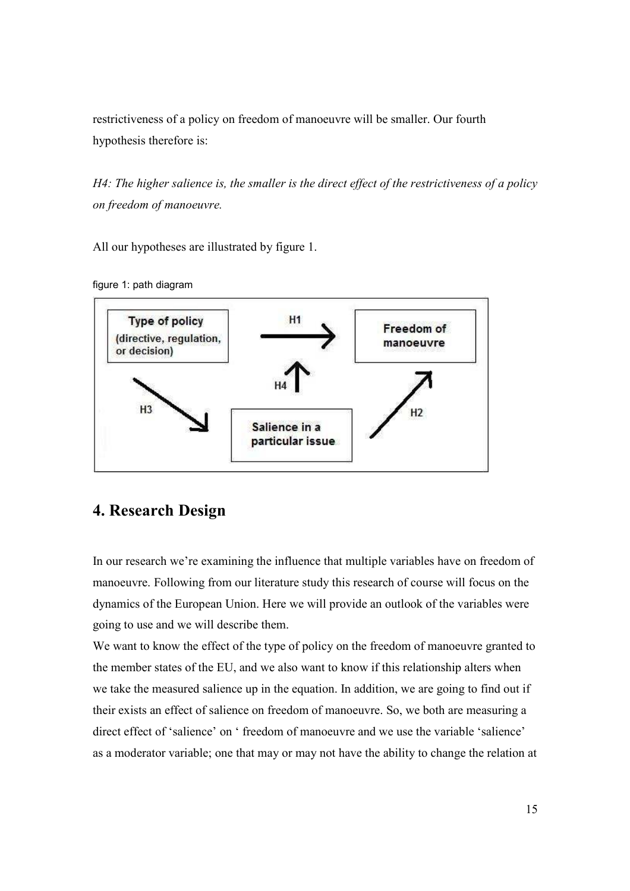restrictiveness of a policy on freedom of manoeuvre will be smaller. Our fourth hypothesis therefore is:

*H4: The higher salience is, the smaller is the direct effect of the restrictiveness of a policy on freedom of manoeuvre.*

All our hypotheses are illustrated by figure 1.

figure 1: path diagram

## 4. Research Design

In our research we're examining the influence that multiple variables have on freedom of manoeuvre. Following from our literature study this research of course will focus on the dynamics of the European Union. Here we will provide an outlook of the variables were going to use and we will describe them.

We want to know the effect of the type of policy on the freedom of manoeuvre granted to the member states of the EU, and we also want to know if this relationship alters when we take the measured salience up in the equation. In addition, we are going to find out if their exists an effect of salience on freedom of manoeuvre. So, we both are measuring a direct effect of 'salience' on ' freedom of manoeuvre and we use the variable 'salience' as a moderator variable; one that may or may not have the ability to change the relation at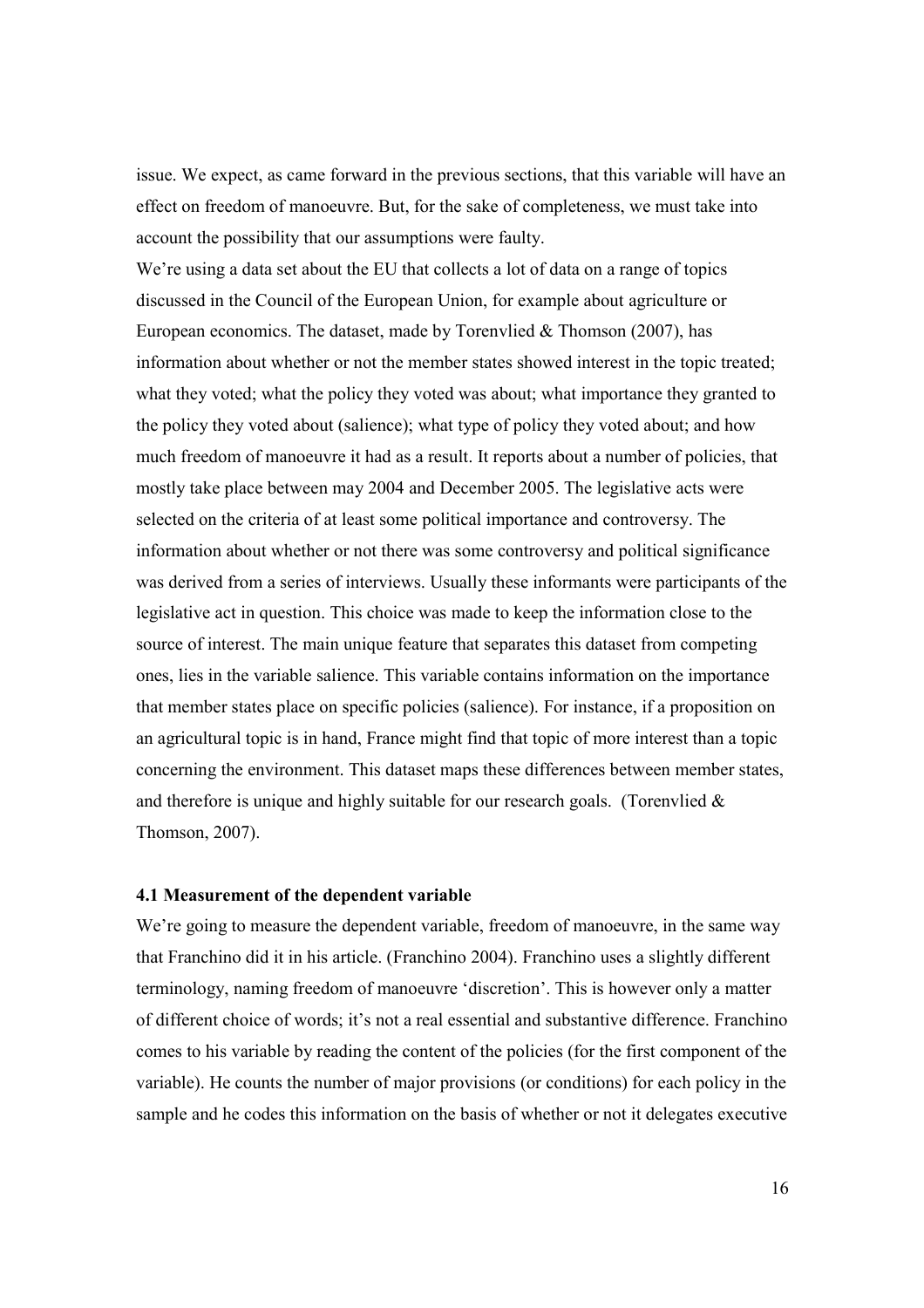issue. We expect, as came forward in the previous sections, that this variable will have an effect on freedom of manoeuvre. But, for the sake of completeness, we must take into account the possibility that our assumptions were faulty.

We're using a data set about the EU that collects a lot of data on a range of topics discussed in the Council of the European Union, for example about agriculture or European economics. The dataset, made by Torenvlied & Thomson (2007), has information about whether or not the member states showed interest in the topic treated; what they voted; what the policy they voted was about; what importance they granted to the policy they voted about (salience); what type of policy they voted about; and how much freedom of manoeuvre it had as a result. It reports about a number of policies, that mostly take place between may 2004 and December 2005. The legislative acts were selected on the criteria of at least some political importance and controversy. The information about whether or not there was some controversy and political significance was derived from a series of interviews. Usually these informants were participants of the legislative act in question. This choice was made to keep the information close to the source of interest. The main unique feature that separates this dataset from competing ones, lies in the variable salience. This variable contains information on the importance that member states place on specific policies (salience). For instance, if a proposition on an agricultural topic is in hand, France might find that topic of more interest than a topic concerning the environment. This dataset maps these differences between member states, and therefore is unique and highly suitable for our research goals. (Torenvlied & Thomson, 2007).

### 4.1 Measurement of the dependent variable

We're going to measure the dependent variable, freedom of manoeuvre, in the same way that Franchino did it in his article. (Franchino 2004). Franchino uses a slightly different terminology, naming freedom of manoeuvre 'discretion'. This is however only a matter of different choice of words; it's not a real essential and substantive difference. Franchino comes to his variable by reading the content of the policies (for the first component of the variable). He counts the number of major provisions (or conditions) for each policy in the sample and he codes this information on the basis of whether or not it delegates executive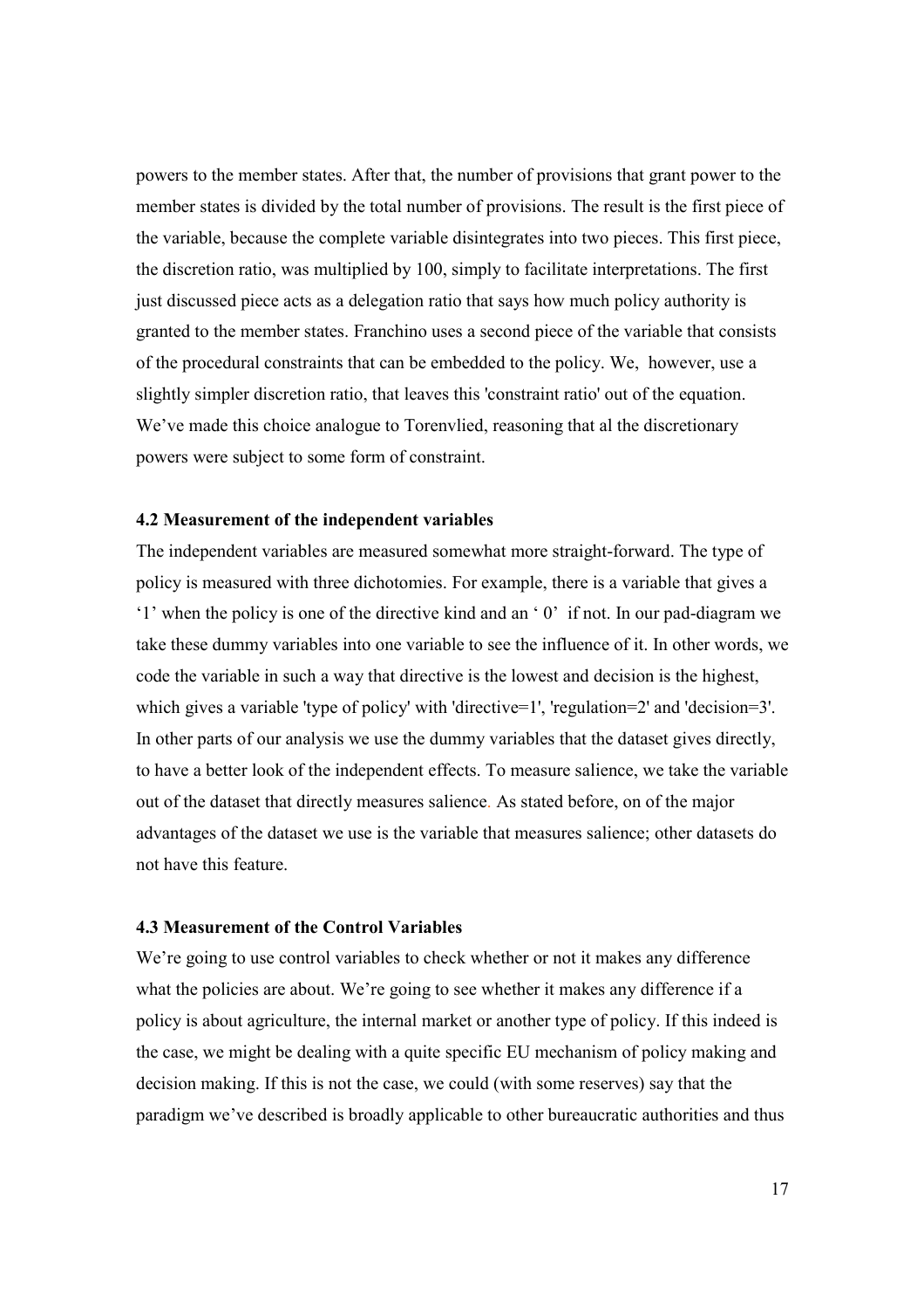powers to the member states. After that, the number of provisions that grant power to the member states is divided by the total number of provisions. The result is the first piece of the variable, because the complete variable disintegrates into two pieces. This first piece, the discretion ratio, was multiplied by 100, simply to facilitate interpretations. The first just discussed piece acts as a delegation ratio that says how much policy authority is granted to the member states. Franchino uses a second piece of the variable that consists of the procedural constraints that can be embedded to the policy. We, however, use a slightly simpler discretion ratio, that leaves this 'constraint ratio' out of the equation. We've made this choice analogue to Torenvlied, reasoning that al the discretionary powers were subject to some form of constraint.

### 4.2 Measurement of the independent variables

The independent variables are measured somewhat more straight-forward. The type of policy is measured with three dichotomies. For example, there is a variable that gives a '1' when the policy is one of the directive kind and an ' 0' if not. In our pad-diagram we take these dummy variables into one variable to see the influence of it. In other words, we code the variable in such a way that directive is the lowest and decision is the highest, which gives a variable 'type of policy' with 'directive=1', 'regulation=2' and 'decision=3'. In other parts of our analysis we use the dummy variables that the dataset gives directly, to have a better look of the independent effects. To measure salience, we take the variable out of the dataset that directly measures salience. As stated before, on of the major advantages of the dataset we use is the variable that measures salience; other datasets do not have this feature.

### 4.3 Measurement of the Control Variables

We're going to use control variables to check whether or not it makes any difference what the policies are about. We're going to see whether it makes any difference if a policy is about agriculture, the internal market or another type of policy. If this indeed is the case, we might be dealing with a quite specific EU mechanism of policy making and decision making. If this is not the case, we could (with some reserves) say that the paradigm we've described is broadly applicable to other bureaucratic authorities and thus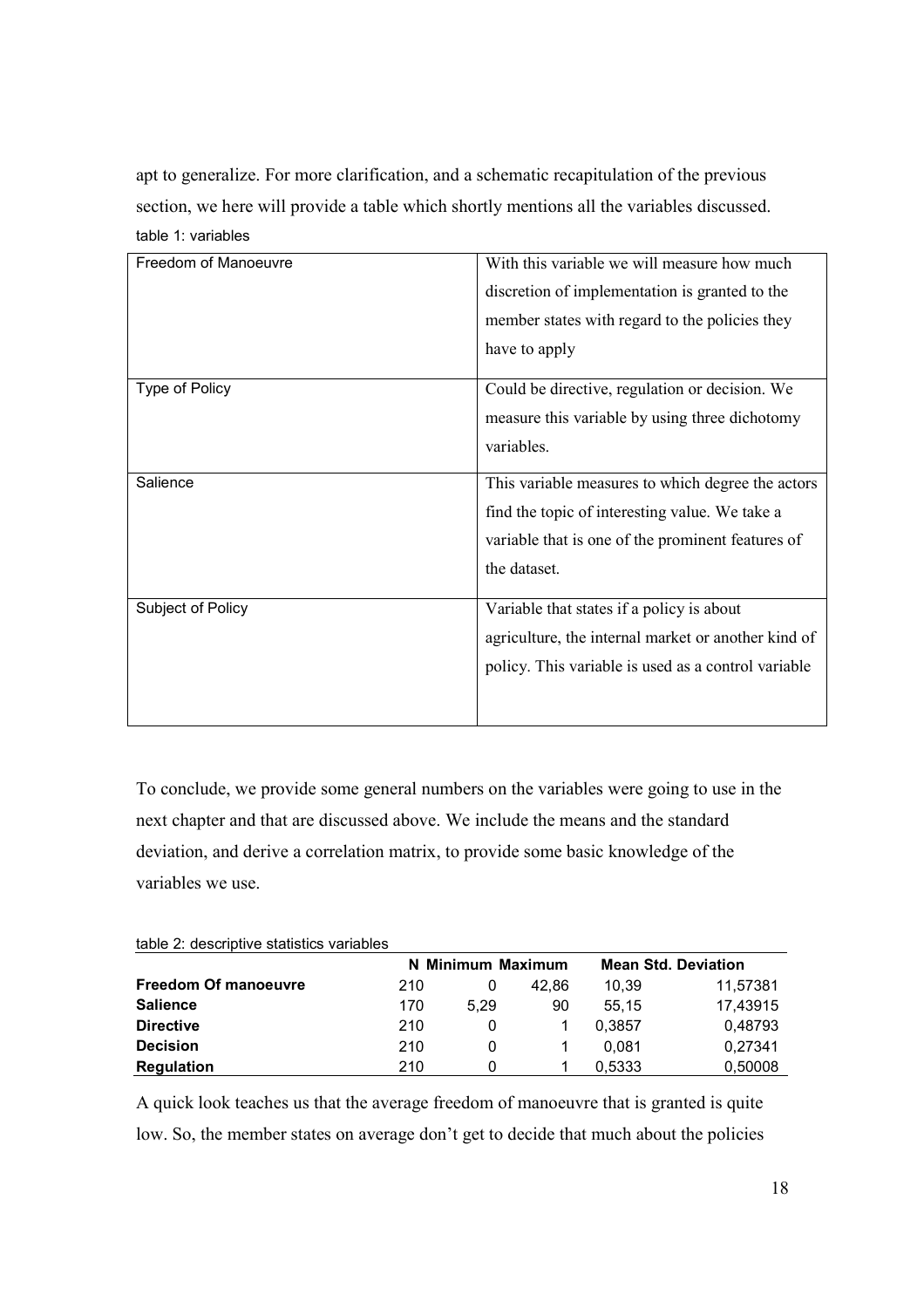apt to generalize. For more clarification, and a schematic recapitulation of the previous section, we here will provide a table which shortly mentions all the variables discussed.

table 1: variables

| | |
|---|---|
| Freedom of Manoeuvre | With this variable we will measure how much discretion of implementation is granted to the member states with regard to the policies they have to apply |
| Type of Policy | Could be directive, regulation or decision. We measure this variable by using three dichotomy variables. |
| Salience | This variable measures to which degree the actors find the topic of interesting value. We take a variable that is one of the prominent features of the dataset. |
| Subject of Policy | Variable that states if a policy is about agriculture, the internal market or another kind of policy. This variable is used as a control variable |

To conclude, we provide some general numbers on the variables were going to use in the next chapter and that are discussed above. We include the means and the standard deviation, and derive a correlation matrix, to provide some basic knowledge of the variables we use.

table 2: descriptive statistics variables

| | N | Minimum | Maximum | Mean | Std. Deviation |
|---|---|---|---|---|---|
| **Freedom Of manoeuvre** | 210 | 0 | 42,86 | 10,39 | 11,57381 |
| **Salience** | 170 | 5,29 | 90 | 55,15 | 17,43915 |
| **Directive** | 210 | 0 | 1 | 0,3857 | 0,48793 |
| **Decision** | 210 | 0 | 1 | 0,081 | 0,27341 |
| **Regulation** | 210 | 0 | 1 | 0,5333 | 0,50008 |

A quick look teaches us that the average freedom of manoeuvre that is granted is quite low. So, the member states on average don't get to decide that much about the policies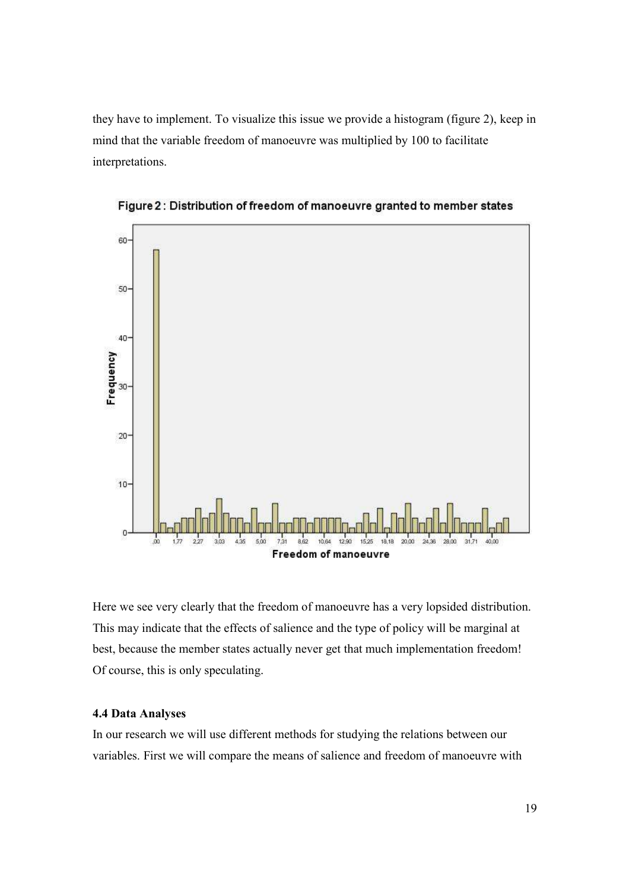they have to implement. To visualize this issue we provide a histogram (figure 2), keep in mind that the variable freedom of manoeuvre was multiplied by 100 to facilitate interpretations.

Figure 2: Distribution of freedom of manoeuvre granted to member states

Here we see very clearly that the freedom of manoeuvre has a very lopsided distribution. This may indicate that the effects of salience and the type of policy will be marginal at best, because the member states actually never get that much implementation freedom! Of course, this is only speculating.

**4.4 Data Analyses**

In our research we will use different methods for studying the relations between our variables. First we will compare the means of salience and freedom of manoeuvre with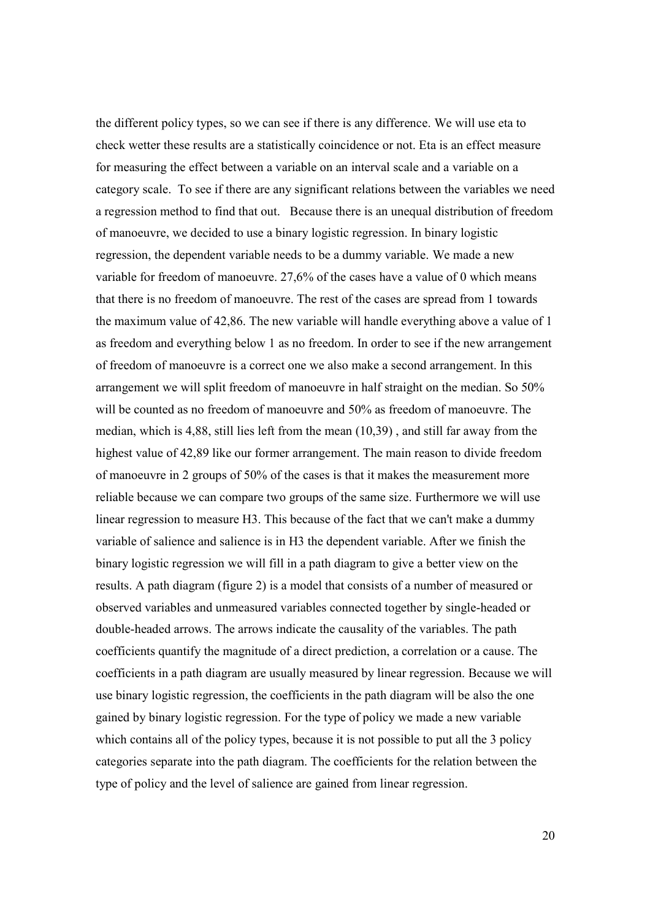the different policy types, so we can see if there is any difference. We will use eta to check wetter these results are a statistically coincidence or not. Eta is an effect measure for measuring the effect between a variable on an interval scale and a variable on a category scale. To see if there are any significant relations between the variables we need a regression method to find that out. Because there is an unequal distribution of freedom of manoeuvre, we decided to use a binary logistic regression. In binary logistic regression, the dependent variable needs to be a dummy variable. We made a new variable for freedom of manoeuvre. 27,6% of the cases have a value of 0 which means that there is no freedom of manoeuvre. The rest of the cases are spread from 1 towards the maximum value of 42,86. The new variable will handle everything above a value of 1 as freedom and everything below 1 as no freedom. In order to see if the new arrangement of freedom of manoeuvre is a correct one we also make a second arrangement. In this arrangement we will split freedom of manoeuvre in half straight on the median. So 50% will be counted as no freedom of manoeuvre and 50% as freedom of manoeuvre. The median, which is 4,88, still lies left from the mean (10,39) , and still far away from the highest value of 42,89 like our former arrangement. The main reason to divide freedom of manoeuvre in 2 groups of 50% of the cases is that it makes the measurement more reliable because we can compare two groups of the same size. Furthermore we will use linear regression to measure H3. This because of the fact that we can't make a dummy variable of salience and salience is in H3 the dependent variable. After we finish the binary logistic regression we will fill in a path diagram to give a better view on the results. A path diagram (figure 2) is a model that consists of a number of measured or observed variables and unmeasured variables connected together by single-headed or double-headed arrows. The arrows indicate the causality of the variables. The path coefficients quantify the magnitude of a direct prediction, a correlation or a cause. The coefficients in a path diagram are usually measured by linear regression. Because we will use binary logistic regression, the coefficients in the path diagram will be also the one gained by binary logistic regression. For the type of policy we made a new variable which contains all of the policy types, because it is not possible to put all the 3 policy categories separate into the path diagram. The coefficients for the relation between the type of policy and the level of salience are gained from linear regression.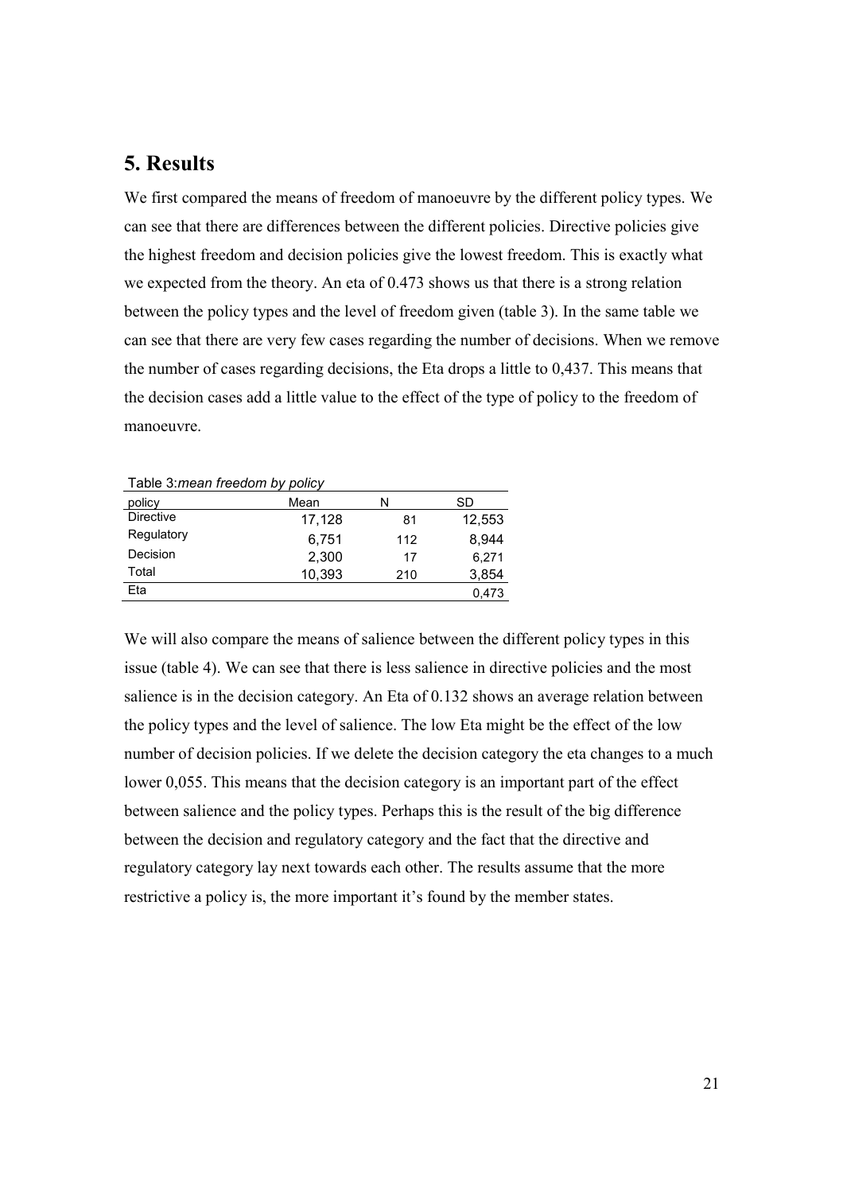## 5. Results

We first compared the means of freedom of manoeuvre by the different policy types. We can see that there are differences between the different policies. Directive policies give the highest freedom and decision policies give the lowest freedom. This is exactly what we expected from the theory. An eta of 0.473 shows us that there is a strong relation between the policy types and the level of freedom given (table 3). In the same table we can see that there are very few cases regarding the number of decisions. When we remove the number of cases regarding decisions, the Eta drops a little to 0,437. This means that the decision cases add a little value to the effect of the type of policy to the freedom of manoeuvre.

Table 3:*mean freedom by policy*

| policy | Mean | N | SD |
|---|---|---|---|
| Directive | 17,128 | 81 | 12,553 |
| Regulatory | 6,751 | 112 | 8,944 |
| Decision | 2,300 | 17 | 6,271 |
| Total | 10,393 | 210 | 3,854 |
| Eta | | | 0,473 |

We will also compare the means of salience between the different policy types in this issue (table 4). We can see that there is less salience in directive policies and the most salience is in the decision category. An Eta of 0.132 shows an average relation between the policy types and the level of salience. The low Eta might be the effect of the low number of decision policies. If we delete the decision category the eta changes to a much lower 0,055. This means that the decision category is an important part of the effect between salience and the policy types. Perhaps this is the result of the big difference between the decision and regulatory category and the fact that the directive and regulatory category lay next towards each other. The results assume that the more restrictive a policy is, the more important it's found by the member states.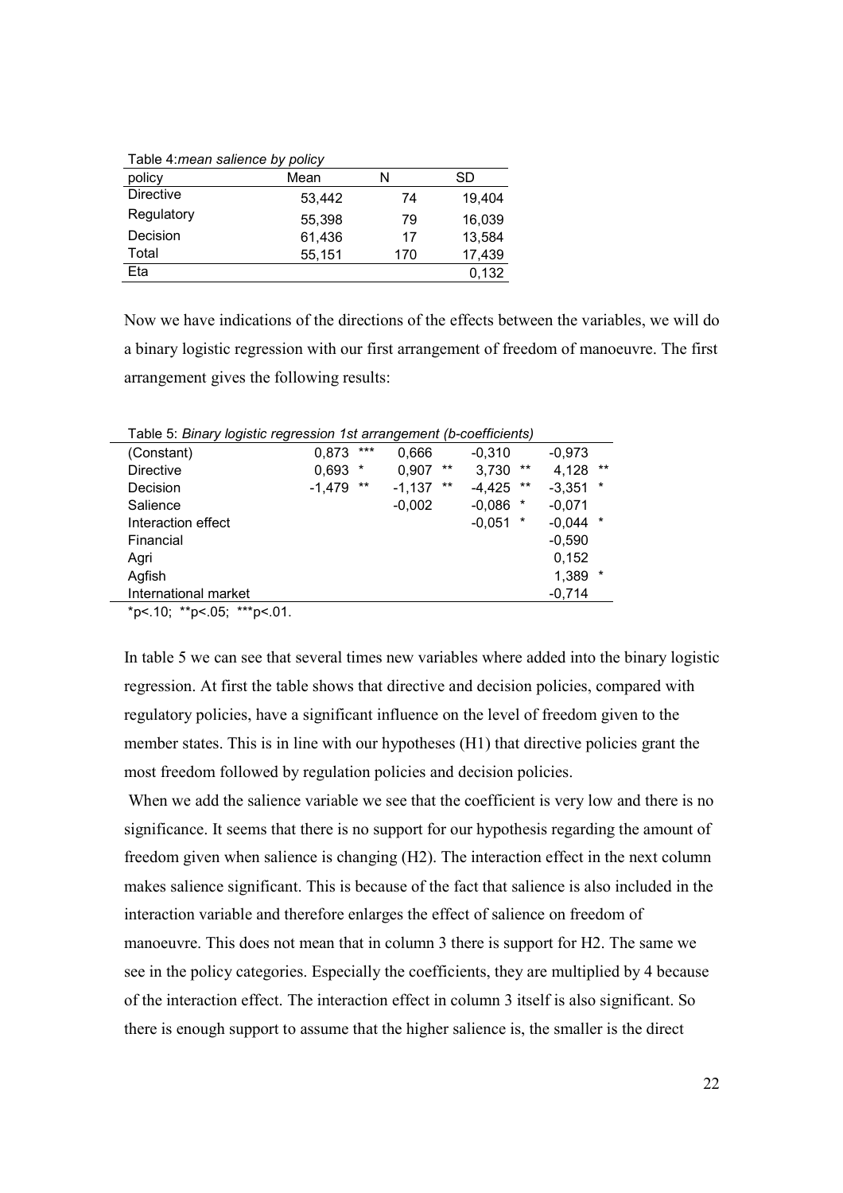Table 4: *mean salience by policy*

| policy | Mean | N | SD |
|---|---|---|---|
| Directive | 53,442 | 74 | 19,404 |
| Regulatory | 55,398 | 79 | 16,039 |
| Decision | 61,436 | 17 | 13,584 |
| Total | 55,151 | 170 | 17,439 |
| Eta | | | 0,132 |

Now we have indications of the directions of the effects between the variables, we will do a binary logistic regression with our first arrangement of freedom of manoeuvre. The first arrangement gives the following results:

Table 5: *Binary logistic regression 1st arrangement (b-coefficients)*

| | | | | | | | | |
|---|---|---|---|---|---|---|---|---|
| (Constant) | 0,873 | *** | 0,666 | | -0,310 | | -0,973 | |
| Directive | 0,693 | * | 0,907 | ** | 3,730 | ** | 4,128 | ** |
| Decision | -1,479 | ** | -1,137 | ** | -4,425 | ** | -3,351 | * |
| Salience | | | -0,002 | | -0,086 | * | -0,071 | |
| Interaction effect | | | | | -0,051 | * | -0,044 | * |
| Financial | | | | | | | -0,590 | |
| Agri | | | | | | | 0,152 | |
| Agfish | | | | | | | 1,389 | * |
| International market | | | | | | | -0,714 | |

*p<.10; **p<.05; ***p<.01.

In table 5 we can see that several times new variables where added into the binary logistic regression. At first the table shows that directive and decision policies, compared with regulatory policies, have a significant influence on the level of freedom given to the member states. This is in line with our hypotheses (H1) that directive policies grant the most freedom followed by regulation policies and decision policies.

When we add the salience variable we see that the coefficient is very low and there is no significance. It seems that there is no support for our hypothesis regarding the amount of freedom given when salience is changing (H2). The interaction effect in the next column makes salience significant. This is because of the fact that salience is also included in the interaction variable and therefore enlarges the effect of salience on freedom of manoeuvre. This does not mean that in column 3 there is support for H2. The same we see in the policy categories. Especially the coefficients, they are multiplied by 4 because of the interaction effect. The interaction effect in column 3 itself is also significant. So there is enough support to assume that the higher salience is, the smaller is the direct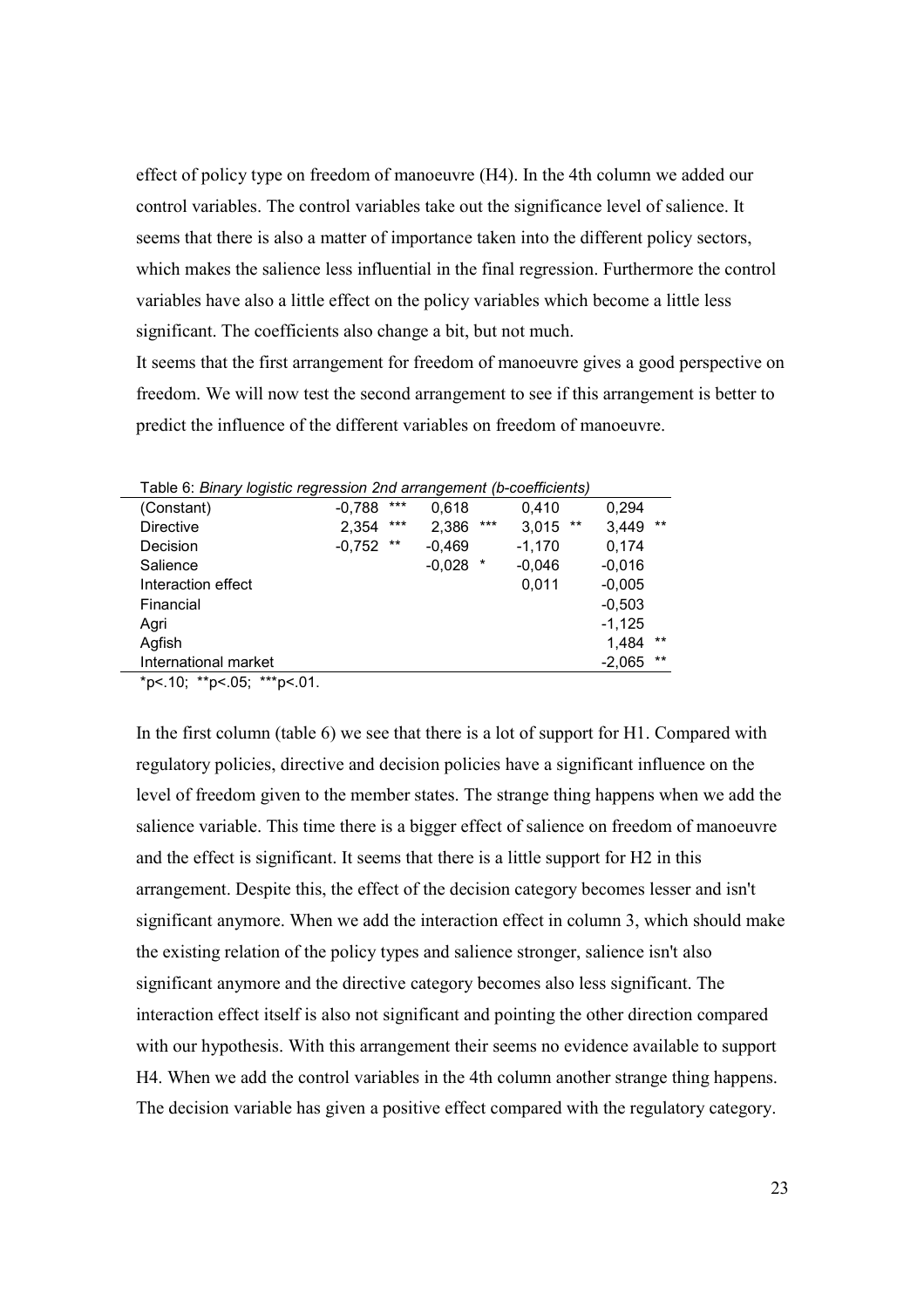effect of policy type on freedom of manoeuvre (H4). In the 4th column we added our control variables. The control variables take out the significance level of salience. It seems that there is also a matter of importance taken into the different policy sectors, which makes the salience less influential in the final regression. Furthermore the control variables have also a little effect on the policy variables which become a little less significant. The coefficients also change a bit, but not much.

It seems that the first arrangement for freedom of manoeuvre gives a good perspective on freedom. We will now test the second arrangement to see if this arrangement is better to predict the influence of the different variables on freedom of manoeuvre.

Table 6: *Binary logistic regression 2nd arrangement (b-coefficients)*

| | | | | |
|---|---|---|---|---|
| (Constant) | -0,788 *** | 0,618 | 0,410 | 0,294 |
| Directive | 2,354 *** | 2,386 *** | 3,015 ** | 3,449 ** |
| Decision | -0,752 ** | -0,469 | -1,170 | 0,174 |
| Salience | | -0,028 * | -0,046 | -0,016 |
| Interaction effect | | | 0,011 | -0,005 |
| Financial | | | | -0,503 |
| Agri | | | | -1,125 |
| Agfish | | | | 1,484 ** |
| International market | | | | -2,065 ** |

*p<.10; **p<.05; ***p<.01.

In the first column (table 6) we see that there is a lot of support for H1. Compared with regulatory policies, directive and decision policies have a significant influence on the level of freedom given to the member states. The strange thing happens when we add the salience variable. This time there is a bigger effect of salience on freedom of manoeuvre and the effect is significant. It seems that there is a little support for H2 in this arrangement. Despite this, the effect of the decision category becomes lesser and isn't significant anymore. When we add the interaction effect in column 3, which should make the existing relation of the policy types and salience stronger, salience isn't also significant anymore and the directive category becomes also less significant. The interaction effect itself is also not significant and pointing the other direction compared with our hypothesis. With this arrangement their seems no evidence available to support H4. When we add the control variables in the 4th column another strange thing happens. The decision variable has given a positive effect compared with the regulatory category.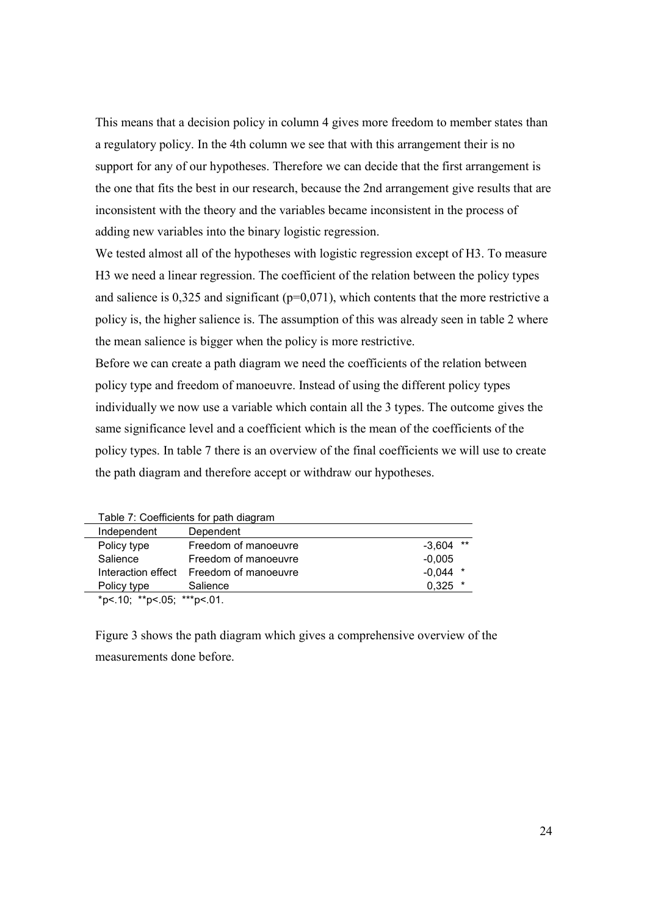This means that a decision policy in column 4 gives more freedom to member states than a regulatory policy. In the 4th column we see that with this arrangement their is no support for any of our hypotheses. Therefore we can decide that the first arrangement is the one that fits the best in our research, because the 2nd arrangement give results that are inconsistent with the theory and the variables became inconsistent in the process of adding new variables into the binary logistic regression.

We tested almost all of the hypotheses with logistic regression except of H3. To measure H3 we need a linear regression. The coefficient of the relation between the policy types and salience is 0,325 and significant (p=0,071), which contents that the more restrictive a policy is, the higher salience is. The assumption of this was already seen in table 2 where the mean salience is bigger when the policy is more restrictive.

Before we can create a path diagram we need the coefficients of the relation between policy type and freedom of manoeuvre. Instead of using the different policy types individually we now use a variable which contain all the 3 types. The outcome gives the same significance level and a coefficient which is the mean of the coefficients of the policy types. In table 7 there is an overview of the final coefficients we will use to create the path diagram and therefore accept or withdraw our hypotheses.

Table 7: Coefficients for path diagram

| Independent | Dependent | |
|---|---|---|
| Policy type | Freedom of manoeuvre | -3,604 ** |
| Salience | Freedom of manoeuvre | -0,005 |
| Interaction effect | Freedom of manoeuvre | -0,044 * |
| Policy type | Salience | 0,325 * |

*p<.10; **p<.05; ***p<.01.

Figure 3 shows the path diagram which gives a comprehensive overview of the measurements done before.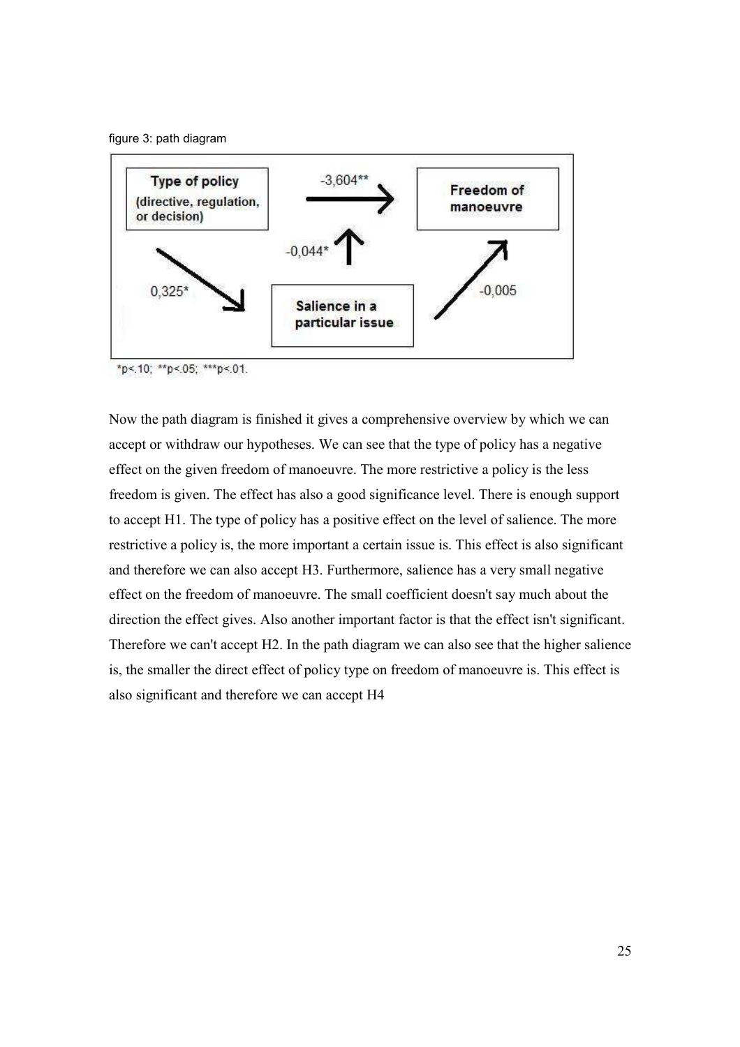figure 3: path diagram

Type of policy (directive, regulation, or decision) → Freedom of manoeuvre: -3,604**

Type of policy → Salience in a particular issue: 0,325*

Salience in a particular issue → Freedom of manoeuvre: -0,005

Salience (moderating effect on policy type → freedom of manoeuvre): -0,044*

*p<.10; **p<.05; ***p<.01.

Now the path diagram is finished it gives a comprehensive overview by which we can accept or withdraw our hypotheses. We can see that the type of policy has a negative effect on the given freedom of manoeuvre. The more restrictive a policy is the less freedom is given. The effect has also a good significance level. There is enough support to accept H1. The type of policy has a positive effect on the level of salience. The more restrictive a policy is, the more important a certain issue is. This effect is also significant and therefore we can also accept H3. Furthermore, salience has a very small negative effect on the freedom of manoeuvre. The small coefficient doesn't say much about the direction the effect gives. Also another important factor is that the effect isn't significant. Therefore we can't accept H2. In the path diagram we can also see that the higher salience is, the smaller the direct effect of policy type on freedom of manoeuvre is. This effect is also significant and therefore we can accept H4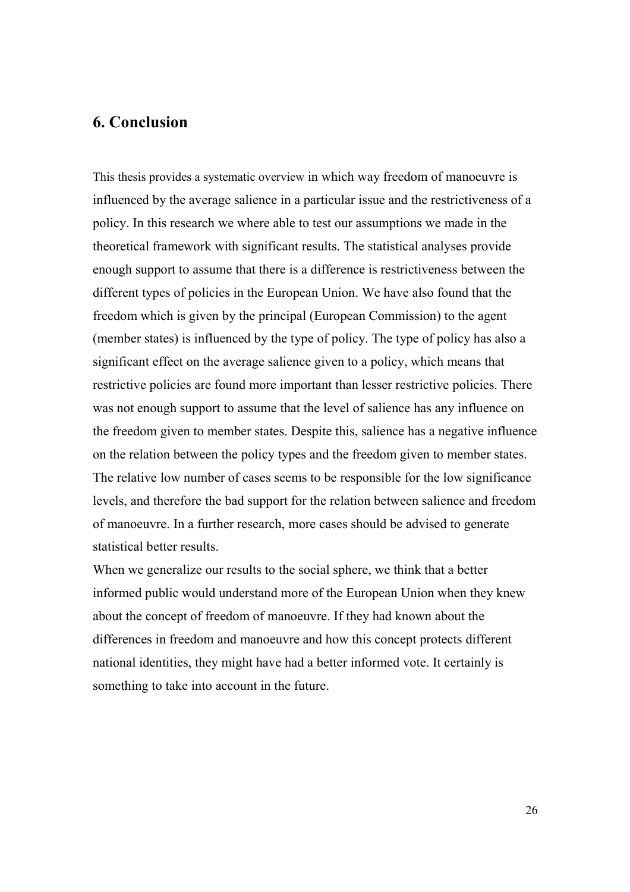## 6. Conclusion

This thesis provides a systematic overview in which way freedom of manoeuvre is influenced by the average salience in a particular issue and the restrictiveness of a policy. In this research we where able to test our assumptions we made in the theoretical framework with significant results. The statistical analyses provide enough support to assume that there is a difference is restrictiveness between the different types of policies in the European Union. We have also found that the freedom which is given by the principal (European Commission) to the agent (member states) is influenced by the type of policy. The type of policy has also a significant effect on the average salience given to a policy, which means that restrictive policies are found more important than lesser restrictive policies. There was not enough support to assume that the level of salience has any influence on the freedom given to member states. Despite this, salience has a negative influence on the relation between the policy types and the freedom given to member states. The relative low number of cases seems to be responsible for the low significance levels, and therefore the bad support for the relation between salience and freedom of manoeuvre. In a further research, more cases should be advised to generate statistical better results.

When we generalize our results to the social sphere, we think that a better informed public would understand more of the European Union when they knew about the concept of freedom of manoeuvre. If they had known about the differences in freedom and manoeuvre and how this concept protects different national identities, they might have had a better informed vote. It certainly is something to take into account in the future.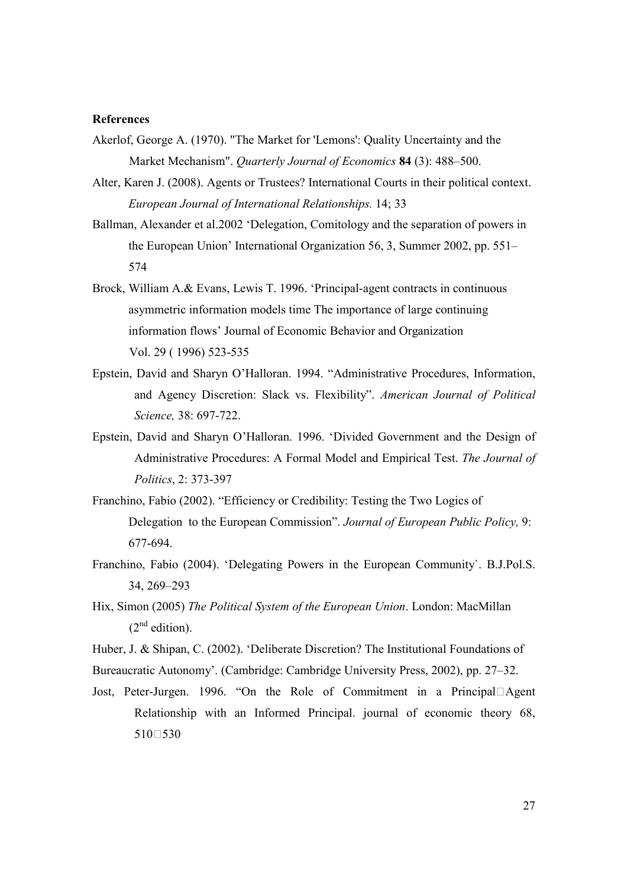**References**

Akerlof, George A. (1970). "The Market for 'Lemons': Quality Uncertainty and the Market Mechanism". *Quarterly Journal of Economics* **84** (3): 488–500.

Alter, Karen J. (2008). Agents or Trustees? International Courts in their political context. *European Journal of International Relationships.* 14; 33

Ballman, Alexander et al.2002 'Delegation, Comitology and the separation of powers in the European Union' International Organization 56, 3, Summer 2002, pp. 551–574

Brock, William A.& Evans, Lewis T. 1996. 'Principal-agent contracts in continuous asymmetric information models time The importance of large continuing information flows' Journal of Economic Behavior and Organization Vol. 29 ( 1996) 523-535

Epstein, David and Sharyn O'Halloran. 1994. "Administrative Procedures, Information, and Agency Discretion: Slack vs. Flexibility". *American Journal of Political Science,* 38: 697-722.

Epstein, David and Sharyn O'Halloran. 1996. 'Divided Government and the Design of Administrative Procedures: A Formal Model and Empirical Test. *The Journal of Politics*, 2: 373-397

Franchino, Fabio (2002). "Efficiency or Credibility: Testing the Two Logics of Delegation to the European Commission". *Journal of European Public Policy,* 9: 677-694.

Franchino, Fabio (2004). 'Delegating Powers in the European Community`. B.J.Pol.S. 34, 269–293

Hix, Simon (2005) *The Political System of the European Union*. London: MacMillan (2nd edition).

Huber, J. & Shipan, C. (2002). 'Deliberate Discretion? The Institutional Foundations of Bureaucratic Autonomy'. (Cambridge: Cambridge University Press, 2002), pp. 27–32.

Jost, Peter-Jurgen. 1996. "On the Role of Commitment in a Principal□Agent Relationship with an Informed Principal. journal of economic theory 68, 510□530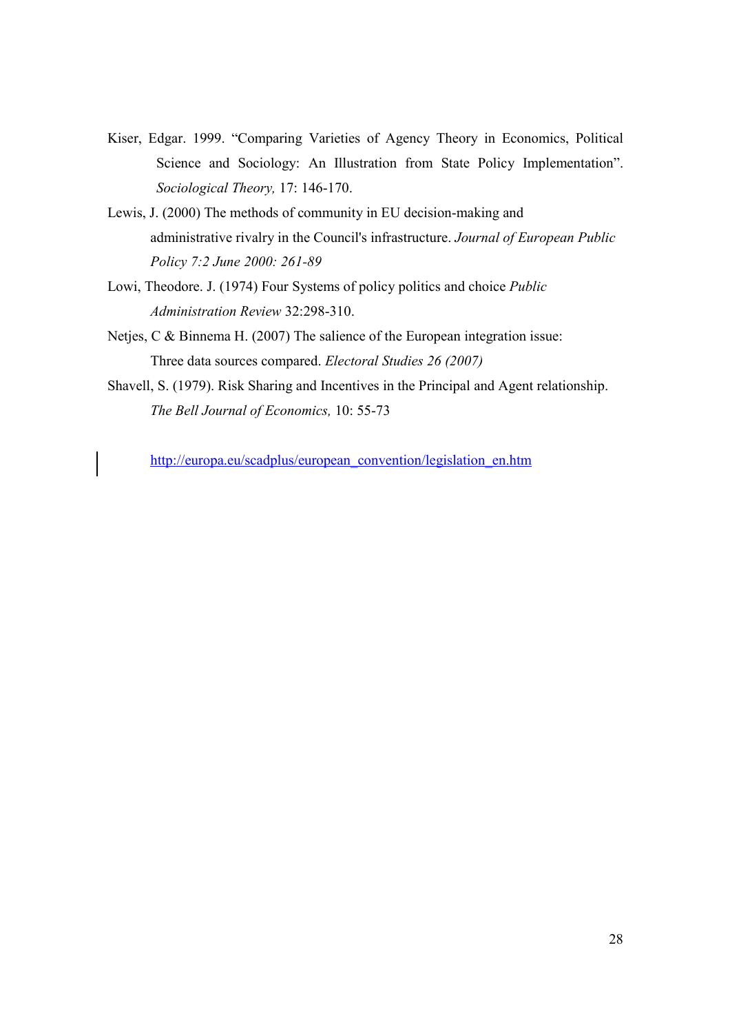Kiser, Edgar. 1999. "Comparing Varieties of Agency Theory in Economics, Political Science and Sociology: An Illustration from State Policy Implementation". *Sociological Theory,* 17: 146-170.

Lewis, J. (2000) The methods of community in EU decision-making and administrative rivalry in the Council's infrastructure. *Journal of European Public Policy 7:2 June 2000: 261-89*

Lowi, Theodore. J. (1974) Four Systems of policy politics and choice *Public Administration Review* 32:298-310.

Netjes, C & Binnema H. (2007) The salience of the European integration issue: Three data sources compared. *Electoral Studies 26 (2007)*

Shavell, S. (1979). Risk Sharing and Incentives in the Principal and Agent relationship. *The Bell Journal of Economics,* 10: 55-73

http://europa.eu/scadplus/european_convention/legislation_en.htm